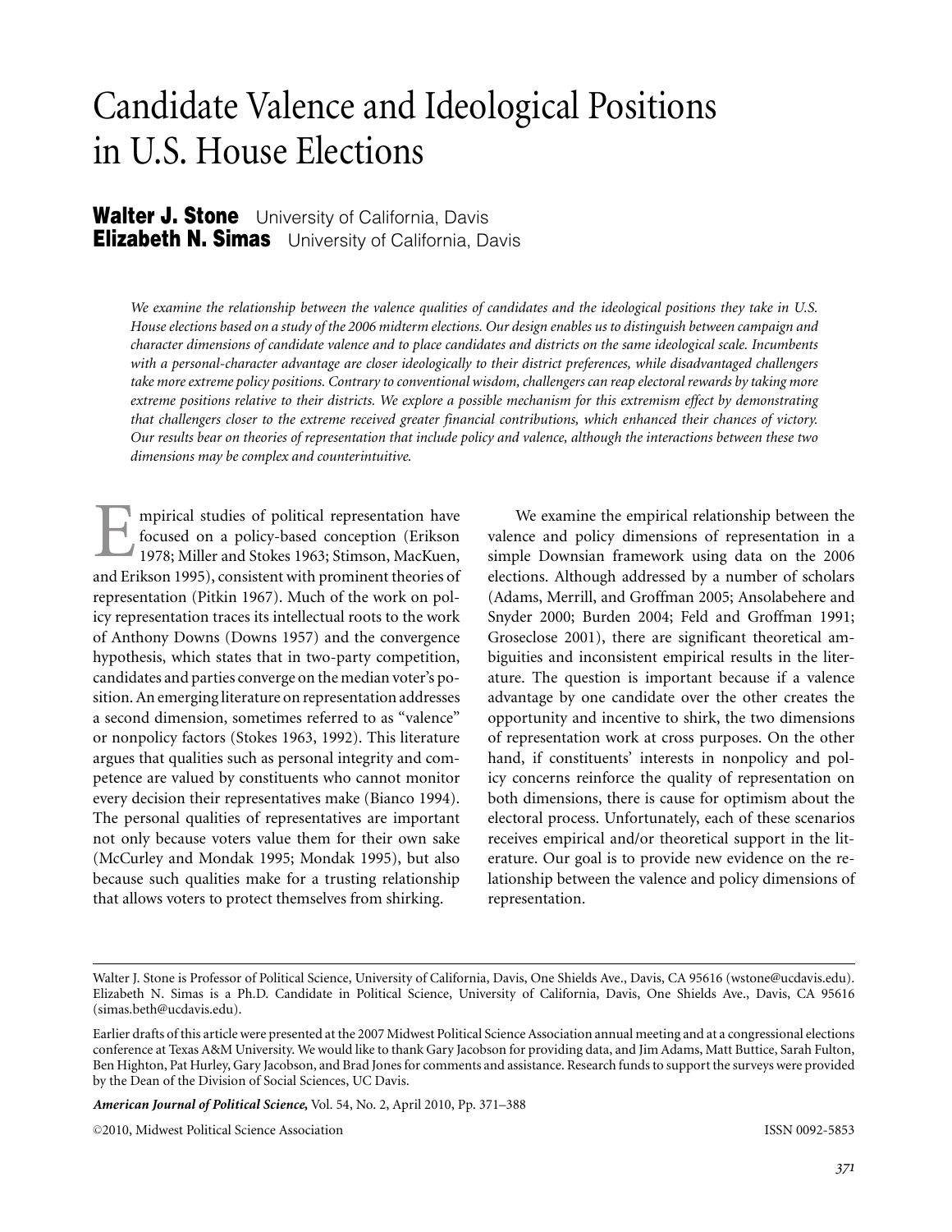# Candidate Valence and Ideological Positions in U.S. House Elections

**Walter J. Stone** University of California, Davis
**Elizabeth N. Simas** University of California, Davis

*We examine the relationship between the valence qualities of candidates and the ideological positions they take in U.S. House elections based on a study of the 2006 midterm elections. Our design enables us to distinguish between campaign and character dimensions of candidate valence and to place candidates and districts on the same ideological scale. Incumbents with a personal-character advantage are closer ideologically to their district preferences, while disadvantaged challengers take more extreme policy positions. Contrary to conventional wisdom, challengers can reap electoral rewards by taking more extreme positions relative to their districts. We explore a possible mechanism for this extremism effect by demonstrating that challengers closer to the extreme received greater financial contributions, which enhanced their chances of victory. Our results bear on theories of representation that include policy and valence, although the interactions between these two dimensions may be complex and counterintuitive.*

Empirical studies of political representation have focused on a policy-based conception (Erikson 1978; Miller and Stokes 1963; Stimson, MacKuen, and Erikson 1995), consistent with prominent theories of representation (Pitkin 1967). Much of the work on policy representation traces its intellectual roots to the work of Anthony Downs (Downs 1957) and the convergence hypothesis, which states that in two-party competition, candidates and parties converge on the median voter's position. An emerging literature on representation addresses a second dimension, sometimes referred to as "valence" or nonpolicy factors (Stokes 1963, 1992). This literature argues that qualities such as personal integrity and competence are valued by constituents who cannot monitor every decision their representatives make (Bianco 1994). The personal qualities of representatives are important not only because voters value them for their own sake (McCurley and Mondak 1995; Mondak 1995), but also because such qualities make for a trusting relationship that allows voters to protect themselves from shirking.

We examine the empirical relationship between the valence and policy dimensions of representation in a simple Downsian framework using data on the 2006 elections. Although addressed by a number of scholars (Adams, Merrill, and Groffman 2005; Ansolabehere and Snyder 2000; Burden 2004; Feld and Groffman 1991; Groseclose 2001), there are significant theoretical ambiguities and inconsistent empirical results in the literature. The question is important because if a valence advantage by one candidate over the other creates the opportunity and incentive to shirk, the two dimensions of representation work at cross purposes. On the other hand, if constituents' interests in nonpolicy and policy concerns reinforce the quality of representation on both dimensions, there is cause for optimism about the electoral process. Unfortunately, each of these scenarios receives empirical and/or theoretical support in the literature. Our goal is to provide new evidence on the relationship between the valence and policy dimensions of representation.

---

Walter J. Stone is Professor of Political Science, University of California, Davis, One Shields Ave., Davis, CA 95616 (wstone@ucdavis.edu). Elizabeth N. Simas is a Ph.D. Candidate in Political Science, University of California, Davis, One Shields Ave., Davis, CA 95616 (simas.beth@ucdavis.edu).

Earlier drafts of this article were presented at the 2007 Midwest Political Science Association annual meeting and at a congressional elections conference at Texas A&M University. We would like to thank Gary Jacobson for providing data, and Jim Adams, Matt Buttice, Sarah Fulton, Ben Highton, Pat Hurley, Gary Jacobson, and Brad Jones for comments and assistance. Research funds to support the surveys were provided by the Dean of the Division of Social Sciences, UC Davis.

*American Journal of Political Science*, Vol. 54, No. 2, April 2010, Pp. 371–388

©2010, Midwest Political Science Association ISSN 0092-5853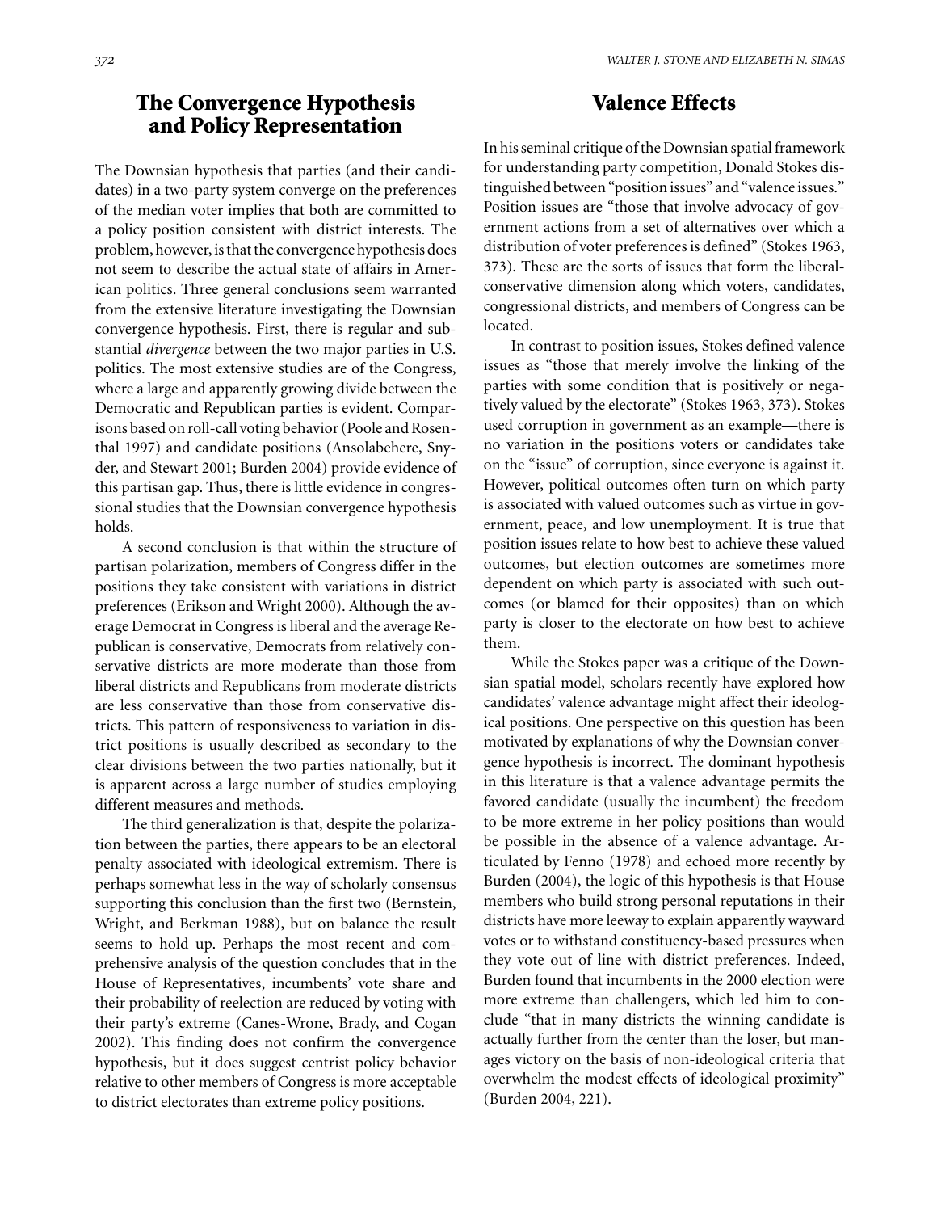## The Convergence Hypothesis and Policy Representation

The Downsian hypothesis that parties (and their candidates) in a two-party system converge on the preferences of the median voter implies that both are committed to a policy position consistent with district interests. The problem, however, is that the convergence hypothesis does not seem to describe the actual state of affairs in American politics. Three general conclusions seem warranted from the extensive literature investigating the Downsian convergence hypothesis. First, there is regular and substantial *divergence* between the two major parties in U.S. politics. The most extensive studies are of the Congress, where a large and apparently growing divide between the Democratic and Republican parties is evident. Comparisons based on roll-call voting behavior (Poole and Rosenthal 1997) and candidate positions (Ansolabehere, Snyder, and Stewart 2001; Burden 2004) provide evidence of this partisan gap. Thus, there is little evidence in congressional studies that the Downsian convergence hypothesis holds.

A second conclusion is that within the structure of partisan polarization, members of Congress differ in the positions they take consistent with variations in district preferences (Erikson and Wright 2000). Although the average Democrat in Congress is liberal and the average Republican is conservative, Democrats from relatively conservative districts are more moderate than those from liberal districts and Republicans from moderate districts are less conservative than those from conservative districts. This pattern of responsiveness to variation in district positions is usually described as secondary to the clear divisions between the two parties nationally, but it is apparent across a large number of studies employing different measures and methods.

The third generalization is that, despite the polarization between the parties, there appears to be an electoral penalty associated with ideological extremism. There is perhaps somewhat less in the way of scholarly consensus supporting this conclusion than the first two (Bernstein, Wright, and Berkman 1988), but on balance the result seems to hold up. Perhaps the most recent and comprehensive analysis of the question concludes that in the House of Representatives, incumbents' vote share and their probability of reelection are reduced by voting with their party's extreme (Canes-Wrone, Brady, and Cogan 2002). This finding does not confirm the convergence hypothesis, but it does suggest centrist policy behavior relative to other members of Congress is more acceptable to district electorates than extreme policy positions.

## Valence Effects

In his seminal critique of the Downsian spatial framework for understanding party competition, Donald Stokes distinguished between "position issues" and "valence issues." Position issues are "those that involve advocacy of government actions from a set of alternatives over which a distribution of voter preferences is defined" (Stokes 1963, 373). These are the sorts of issues that form the liberal-conservative dimension along which voters, candidates, congressional districts, and members of Congress can be located.

In contrast to position issues, Stokes defined valence issues as "those that merely involve the linking of the parties with some condition that is positively or negatively valued by the electorate" (Stokes 1963, 373). Stokes used corruption in government as an example—there is no variation in the positions voters or candidates take on the "issue" of corruption, since everyone is against it. However, political outcomes often turn on which party is associated with valued outcomes such as virtue in government, peace, and low unemployment. It is true that position issues relate to how best to achieve these valued outcomes, but election outcomes are sometimes more dependent on which party is associated with such outcomes (or blamed for their opposites) than on which party is closer to the electorate on how best to achieve them.

While the Stokes paper was a critique of the Downsian spatial model, scholars recently have explored how candidates' valence advantage might affect their ideological positions. One perspective on this question has been motivated by explanations of why the Downsian convergence hypothesis is incorrect. The dominant hypothesis in this literature is that a valence advantage permits the favored candidate (usually the incumbent) the freedom to be more extreme in her policy positions than would be possible in the absence of a valence advantage. Articulated by Fenno (1978) and echoed more recently by Burden (2004), the logic of this hypothesis is that House members who build strong personal reputations in their districts have more leeway to explain apparently wayward votes or to withstand constituency-based pressures when they vote out of line with district preferences. Indeed, Burden found that incumbents in the 2000 election were more extreme than challengers, which led him to conclude "that in many districts the winning candidate is actually further from the center than the loser, but manages victory on the basis of non-ideological criteria that overwhelm the modest effects of ideological proximity" (Burden 2004, 221).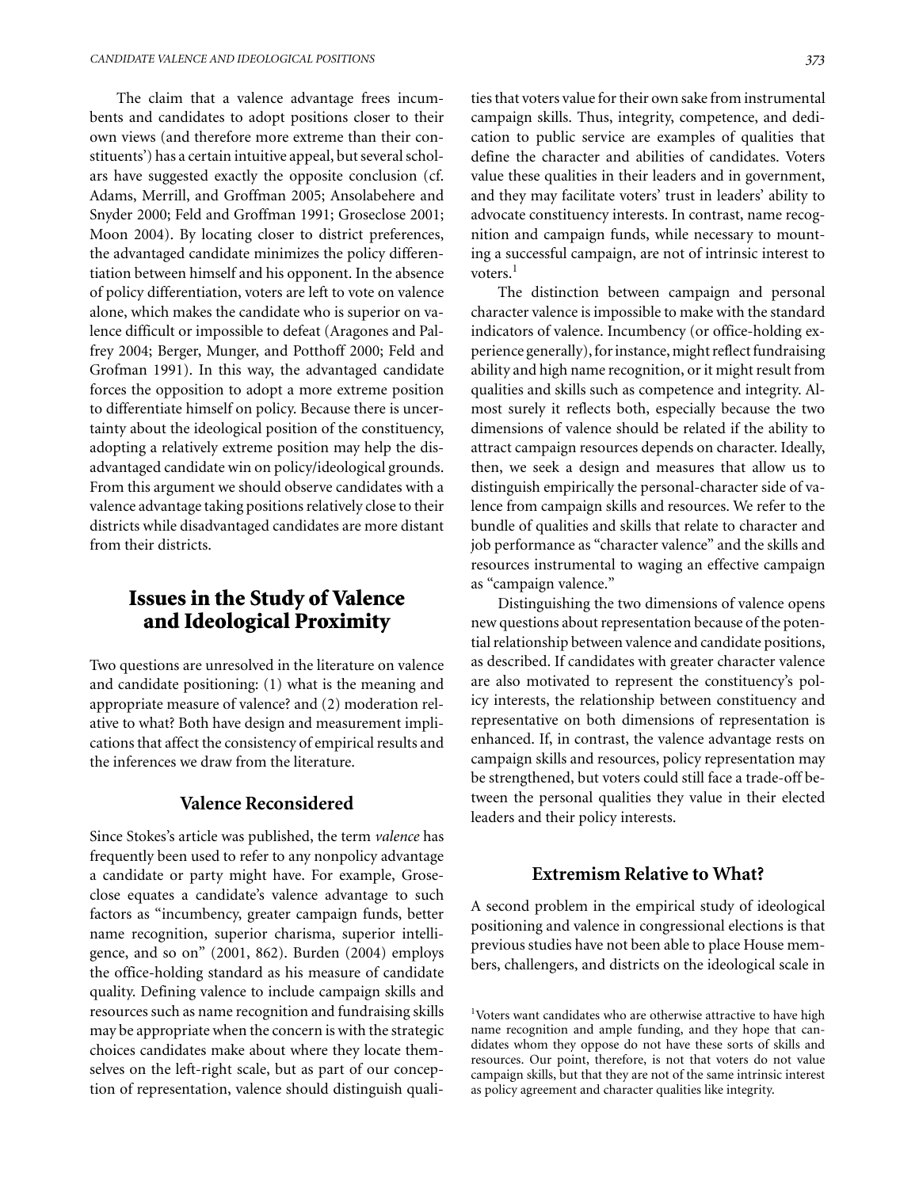The claim that a valence advantage frees incumbents and candidates to adopt positions closer to their own views (and therefore more extreme than their constituents') has a certain intuitive appeal, but several scholars have suggested exactly the opposite conclusion (cf. Adams, Merrill, and Groffman 2005; Ansolabehere and Snyder 2000; Feld and Groffman 1991; Groseclose 2001; Moon 2004). By locating closer to district preferences, the advantaged candidate minimizes the policy differentiation between himself and his opponent. In the absence of policy differentiation, voters are left to vote on valence alone, which makes the candidate who is superior on valence difficult or impossible to defeat (Aragones and Palfrey 2004; Berger, Munger, and Potthoff 2000; Feld and Grofman 1991). In this way, the advantaged candidate forces the opposition to adopt a more extreme position to differentiate himself on policy. Because there is uncertainty about the ideological position of the constituency, adopting a relatively extreme position may help the disadvantaged candidate win on policy/ideological grounds. From this argument we should observe candidates with a valence advantage taking positions relatively close to their districts while disadvantaged candidates are more distant from their districts.

## Issues in the Study of Valence and Ideological Proximity

Two questions are unresolved in the literature on valence and candidate positioning: (1) what is the meaning and appropriate measure of valence? and (2) moderation relative to what? Both have design and measurement implications that affect the consistency of empirical results and the inferences we draw from the literature.

### Valence Reconsidered

Since Stokes's article was published, the term *valence* has frequently been used to refer to any nonpolicy advantage a candidate or party might have. For example, Groseclose equates a candidate's valence advantage to such factors as "incumbency, greater campaign funds, better name recognition, superior charisma, superior intelligence, and so on" (2001, 862). Burden (2004) employs the office-holding standard as his measure of candidate quality. Defining valence to include campaign skills and resources such as name recognition and fundraising skills may be appropriate when the concern is with the strategic choices candidates make about where they locate themselves on the left-right scale, but as part of our conception of representation, valence should distinguish qualities that voters value for their own sake from instrumental campaign skills. Thus, integrity, competence, and dedication to public service are examples of qualities that define the character and abilities of candidates. Voters value these qualities in their leaders and in government, and they may facilitate voters' trust in leaders' ability to advocate constituency interests. In contrast, name recognition and campaign funds, while necessary to mounting a successful campaign, are not of intrinsic interest to voters.[1]

The distinction between campaign and personal character valence is impossible to make with the standard indicators of valence. Incumbency (or office-holding experience generally), for instance, might reflect fundraising ability and high name recognition, or it might result from qualities and skills such as competence and integrity. Almost surely it reflects both, especially because the two dimensions of valence should be related if the ability to attract campaign resources depends on character. Ideally, then, we seek a design and measures that allow us to distinguish empirically the personal-character side of valence from campaign skills and resources. We refer to the bundle of qualities and skills that relate to character and job performance as "character valence" and the skills and resources instrumental to waging an effective campaign as "campaign valence."

Distinguishing the two dimensions of valence opens new questions about representation because of the potential relationship between valence and candidate positions, as described. If candidates with greater character valence are also motivated to represent the constituency's policy interests, the relationship between constituency and representative on both dimensions of representation is enhanced. If, in contrast, the valence advantage rests on campaign skills and resources, policy representation may be strengthened, but voters could still face a trade-off between the personal qualities they value in their elected leaders and their policy interests.

### Extremism Relative to What?

A second problem in the empirical study of ideological positioning and valence in congressional elections is that previous studies have not been able to place House members, challengers, and districts on the ideological scale in

[1] Voters want candidates who are otherwise attractive to have high name recognition and ample funding, and they hope that candidates whom they oppose do not have these sorts of skills and resources. Our point, therefore, is not that voters do not value campaign skills, but that they are not of the same intrinsic interest as policy agreement and character qualities like integrity.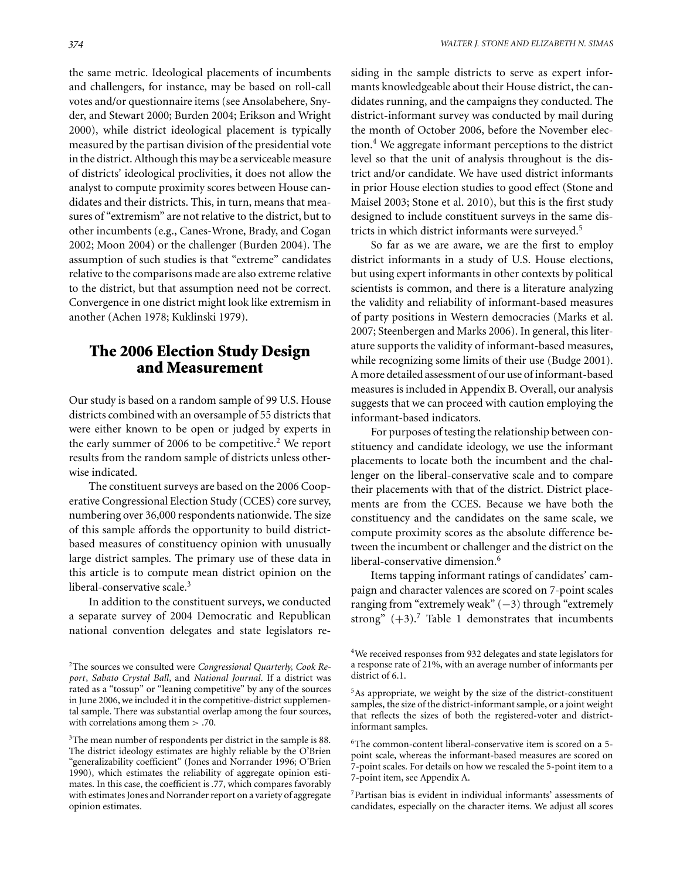the same metric. Ideological placements of incumbents and challengers, for instance, may be based on roll-call votes and/or questionnaire items (see Ansolabehere, Snyder, and Stewart 2000; Burden 2004; Erikson and Wright 2000), while district ideological placement is typically measured by the partisan division of the presidential vote in the district. Although this may be a serviceable measure of districts' ideological proclivities, it does not allow the analyst to compute proximity scores between House candidates and their districts. This, in turn, means that measures of "extremism" are not relative to the district, but to other incumbents (e.g., Canes-Wrone, Brady, and Cogan 2002; Moon 2004) or the challenger (Burden 2004). The assumption of such studies is that "extreme" candidates relative to the comparisons made are also extreme relative to the district, but that assumption need not be correct. Convergence in one district might look like extremism in another (Achen 1978; Kuklinski 1979).

## The 2006 Election Study Design and Measurement

Our study is based on a random sample of 99 U.S. House districts combined with an oversample of 55 districts that were either known to be open or judged by experts in the early summer of 2006 to be competitive.[2] We report results from the random sample of districts unless otherwise indicated.

The constituent surveys are based on the 2006 Cooperative Congressional Election Study (CCES) core survey, numbering over 36,000 respondents nationwide. The size of this sample affords the opportunity to build district-based measures of constituency opinion with unusually large district samples. The primary use of these data in this article is to compute mean district opinion on the liberal-conservative scale.[3]

In addition to the constituent surveys, we conducted a separate survey of 2004 Democratic and Republican national convention delegates and state legislators residing in the sample districts to serve as expert informants knowledgeable about their House district, the candidates running, and the campaigns they conducted. The district-informant survey was conducted by mail during the month of October 2006, before the November election.[4] We aggregate informant perceptions to the district level so that the unit of analysis throughout is the district and/or candidate. We have used district informants in prior House election studies to good effect (Stone and Maisel 2003; Stone et al. 2010), but this is the first study designed to include constituent surveys in the same districts in which district informants were surveyed.[5]

So far as we are aware, we are the first to employ district informants in a study of U.S. House elections, but using expert informants in other contexts by political scientists is common, and there is a literature analyzing the validity and reliability of informant-based measures of party positions in Western democracies (Marks et al. 2007; Steenbergen and Marks 2006). In general, this literature supports the validity of informant-based measures, while recognizing some limits of their use (Budge 2001). A more detailed assessment of our use of informant-based measures is included in Appendix B. Overall, our analysis suggests that we can proceed with caution employing the informant-based indicators.

For purposes of testing the relationship between constituency and candidate ideology, we use the informant placements to locate both the incumbent and the challenger on the liberal-conservative scale and to compare their placements with that of the district. District placements are from the CCES. Because we have both the constituency and the candidates on the same scale, we compute proximity scores as the absolute difference between the incumbent or challenger and the district on the liberal-conservative dimension.[6]

Items tapping informant ratings of candidates' campaign and character valences are scored on 7-point scales ranging from "extremely weak" ($-3$) through "extremely strong" ($+3$).[7] Table 1 demonstrates that incumbents

---

[2] The sources we consulted were *Congressional Quarterly, Cook Report*, *Sabato Crystal Ball*, and *National Journal*. If a district was rated as a "tossup" or "leaning competitive" by any of the sources in June 2006, we included it in the competitive-district supplemental sample. There was substantial overlap among the four sources, with correlations among them $> .70$.

[3] The mean number of respondents per district in the sample is 88. The district ideology estimates are highly reliable by the O'Brien "generalizability coefficient" (Jones and Norrander 1996; O'Brien 1990), which estimates the reliability of aggregate opinion estimates. In this case, the coefficient is .77, which compares favorably with estimates Jones and Norrander report on a variety of aggregate opinion estimates.

[4] We received responses from 932 delegates and state legislators for a response rate of 21%, with an average number of informants per district of 6.1.

[5] As appropriate, we weight by the size of the district-constituent samples, the size of the district-informant sample, or a joint weight that reflects the sizes of both the registered-voter and district-informant samples.

[6] The common-content liberal-conservative item is scored on a 5-point scale, whereas the informant-based measures are scored on 7-point scales. For details on how we rescaled the 5-point item to a 7-point item, see Appendix A.

[7] Partisan bias is evident in individual informants' assessments of candidates, especially on the character items. We adjust all scores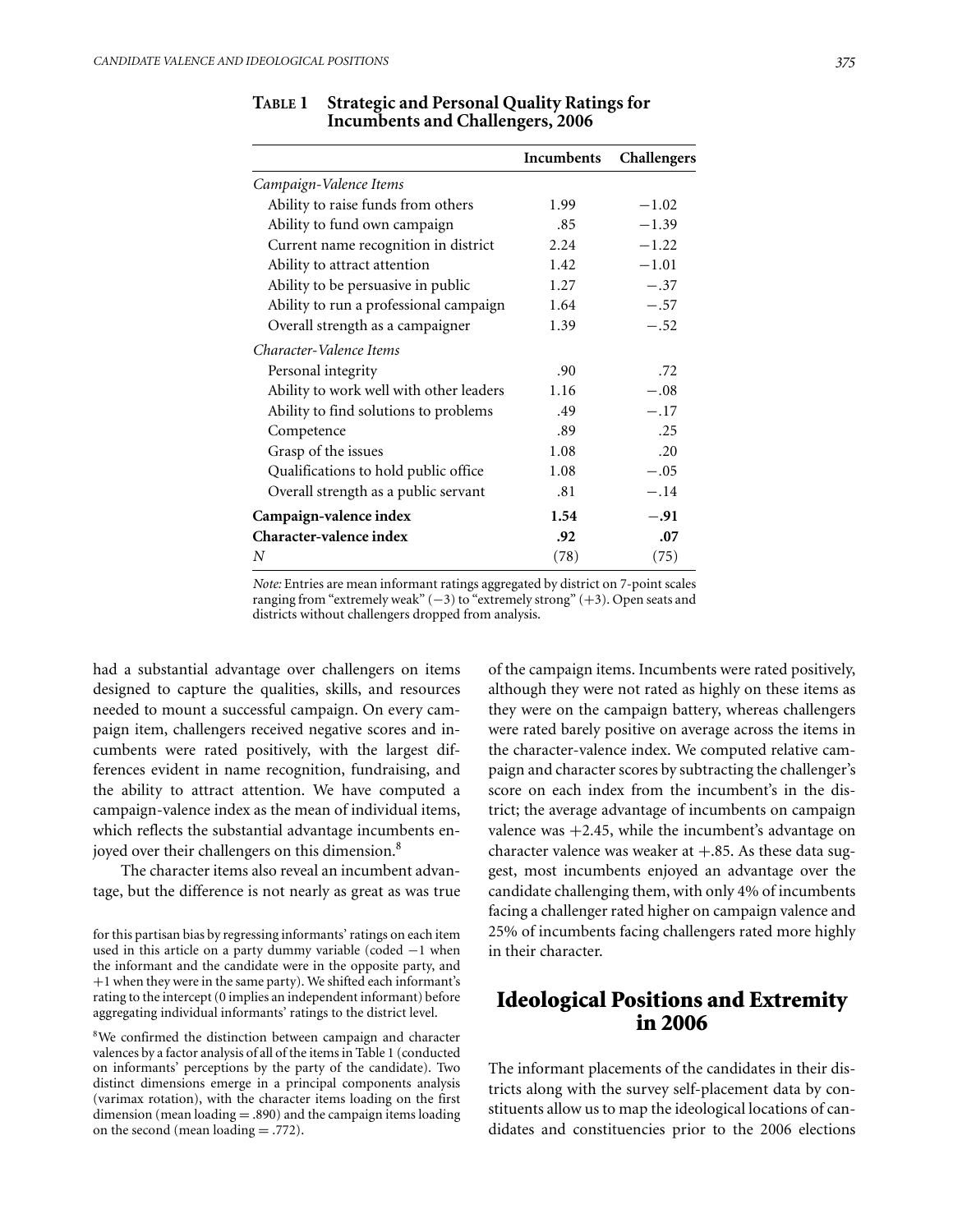**TABLE 1 Strategic and Personal Quality Ratings for Incumbents and Challengers, 2006**

| | Incumbents | Challengers |
|---|---|---|
| *Campaign-Valence Items* | | |
| Ability to raise funds from others | 1.99 | −1.02 |
| Ability to fund own campaign | .85 | −1.39 |
| Current name recognition in district | 2.24 | −1.22 |
| Ability to attract attention | 1.42 | −1.01 |
| Ability to be persuasive in public | 1.27 | −.37 |
| Ability to run a professional campaign | 1.64 | −.57 |
| Overall strength as a campaigner | 1.39 | −.52 |
| *Character-Valence Items* | | |
| Personal integrity | .90 | .72 |
| Ability to work well with other leaders | 1.16 | −.08 |
| Ability to find solutions to problems | .49 | −.17 |
| Competence | .89 | .25 |
| Grasp of the issues | 1.08 | .20 |
| Qualifications to hold public office | 1.08 | −.05 |
| Overall strength as a public servant | .81 | −.14 |
| **Campaign-valence index** | **1.54** | **−.91** |
| **Character-valence index** | **.92** | **.07** |
| *N* | (78) | (75) |

*Note:* Entries are mean informant ratings aggregated by district on 7-point scales ranging from "extremely weak" (−3) to "extremely strong" (+3). Open seats and districts without challengers dropped from analysis.

had a substantial advantage over challengers on items designed to capture the qualities, skills, and resources needed to mount a successful campaign. On every campaign item, challengers received negative scores and incumbents were rated positively, with the largest differences evident in name recognition, fundraising, and the ability to attract attention. We have computed a campaign-valence index as the mean of individual items, which reflects the substantial advantage incumbents enjoyed over their challengers on this dimension.[8]

The character items also reveal an incumbent advantage, but the difference is not nearly as great as was true of the campaign items. Incumbents were rated positively, although they were not rated as highly on these items as they were on the campaign battery, whereas challengers were rated barely positive on average across the items in the character-valence index. We computed relative campaign and character scores by subtracting the challenger's score on each index from the incumbent's in the district; the average advantage of incumbents on campaign valence was +2.45, while the incumbent's advantage on character valence was weaker at +.85. As these data suggest, most incumbents enjoyed an advantage over the candidate challenging them, with only 4% of incumbents facing a challenger rated higher on campaign valence and 25% of incumbents facing challengers rated more highly in their character.

for this partisan bias by regressing informants' ratings on each item used in this article on a party dummy variable (coded −1 when the informant and the candidate were in the opposite party, and +1 when they were in the same party). We shifted each informant's rating to the intercept (0 implies an independent informant) before aggregating individual informants' ratings to the district level.

[8]We confirmed the distinction between campaign and character valences by a factor analysis of all of the items in Table 1 (conducted on informants' perceptions by the party of the candidate). Two distinct dimensions emerge in a principal components analysis (varimax rotation), with the character items loading on the first dimension (mean loading = .890) and the campaign items loading on the second (mean loading = .772).

## Ideological Positions and Extremity in 2006

The informant placements of the candidates in their districts along with the survey self-placement data by constituents allow us to map the ideological locations of candidates and constituencies prior to the 2006 elections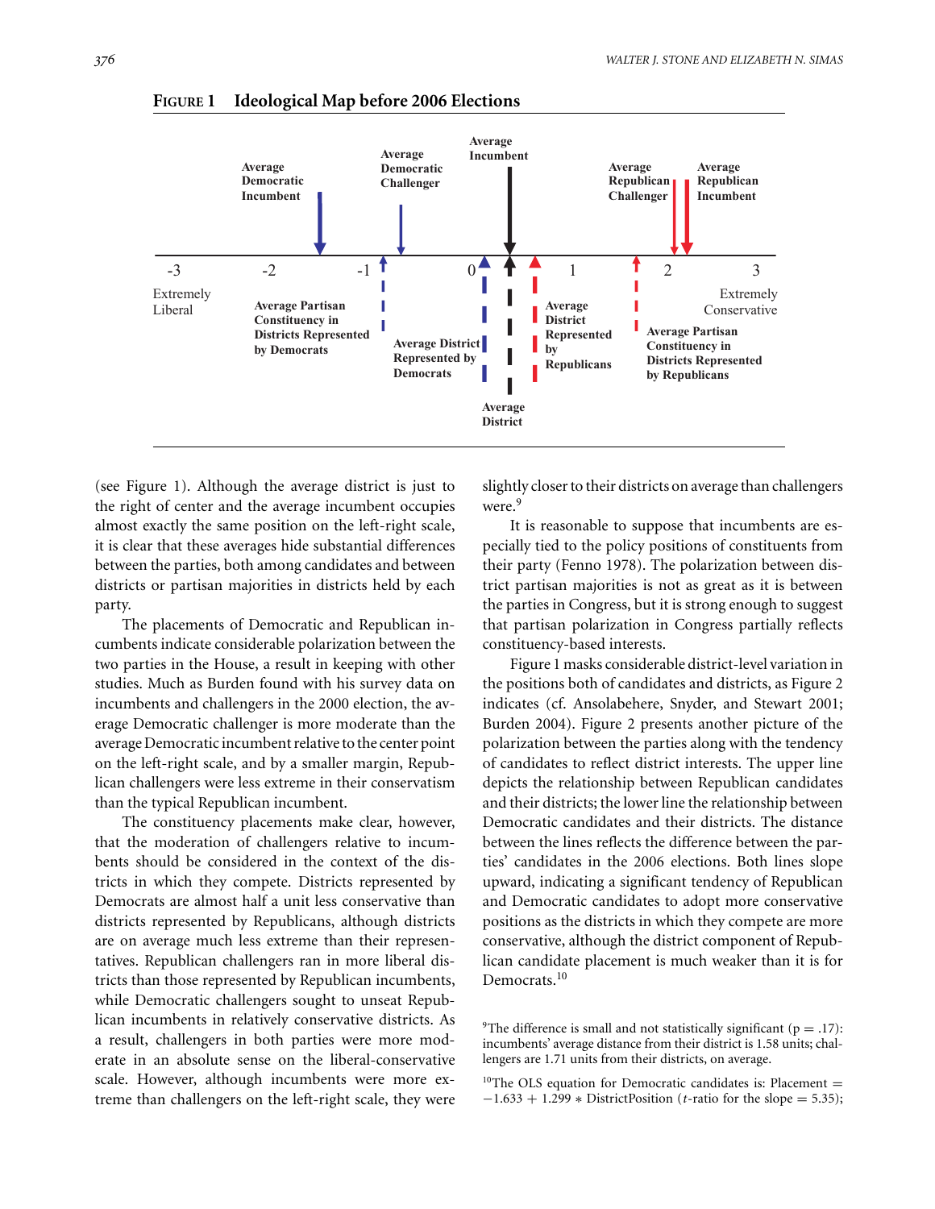**FIGURE 1 Ideological Map before 2006 Elections**

(see Figure 1). Although the average district is just to the right of center and the average incumbent occupies almost exactly the same position on the left-right scale, it is clear that these averages hide substantial differences between the parties, both among candidates and between districts or partisan majorities in districts held by each party.

The placements of Democratic and Republican incumbents indicate considerable polarization between the two parties in the House, a result in keeping with other studies. Much as Burden found with his survey data on incumbents and challengers in the 2000 election, the average Democratic challenger is more moderate than the average Democratic incumbent relative to the center point on the left-right scale, and by a smaller margin, Republican challengers were less extreme in their conservatism than the typical Republican incumbent.

The constituency placements make clear, however, that the moderation of challengers relative to incumbents should be considered in the context of the districts in which they compete. Districts represented by Democrats are almost half a unit less conservative than districts represented by Republicans, although districts are on average much less extreme than their representatives. Republican challengers ran in more liberal districts than those represented by Republican incumbents, while Democratic challengers sought to unseat Republican incumbents in relatively conservative districts. As a result, challengers in both parties were more moderate in an absolute sense on the liberal-conservative scale. However, although incumbents were more extreme than challengers on the left-right scale, they were slightly closer to their districts on average than challengers were.[9]

It is reasonable to suppose that incumbents are especially tied to the policy positions of constituents from their party (Fenno 1978). The polarization between district partisan majorities is not as great as it is between the parties in Congress, but it is strong enough to suggest that partisan polarization in Congress partially reflects constituency-based interests.

Figure 1 masks considerable district-level variation in the positions both of candidates and districts, as Figure 2 indicates (cf. Ansolabehere, Snyder, and Stewart 2001; Burden 2004). Figure 2 presents another picture of the polarization between the parties along with the tendency of candidates to reflect district interests. The upper line depicts the relationship between Republican candidates and their districts; the lower line the relationship between Democratic candidates and their districts. The distance between the lines reflects the difference between the parties' candidates in the 2006 elections. Both lines slope upward, indicating a significant tendency of Republican and Democratic candidates to adopt more conservative positions as the districts in which they compete are more conservative, although the district component of Republican candidate placement is much weaker than it is for Democrats.[10]

[9] The difference is small and not statistically significant ($p = .17$): incumbents' average distance from their district is 1.58 units; challengers are 1.71 units from their districts, on average.

[10] The OLS equation for Democratic candidates is: Placement $= -1.633 + 1.299 * \text{DistrictPosition}$ ($t$-ratio for the slope $= 5.35$);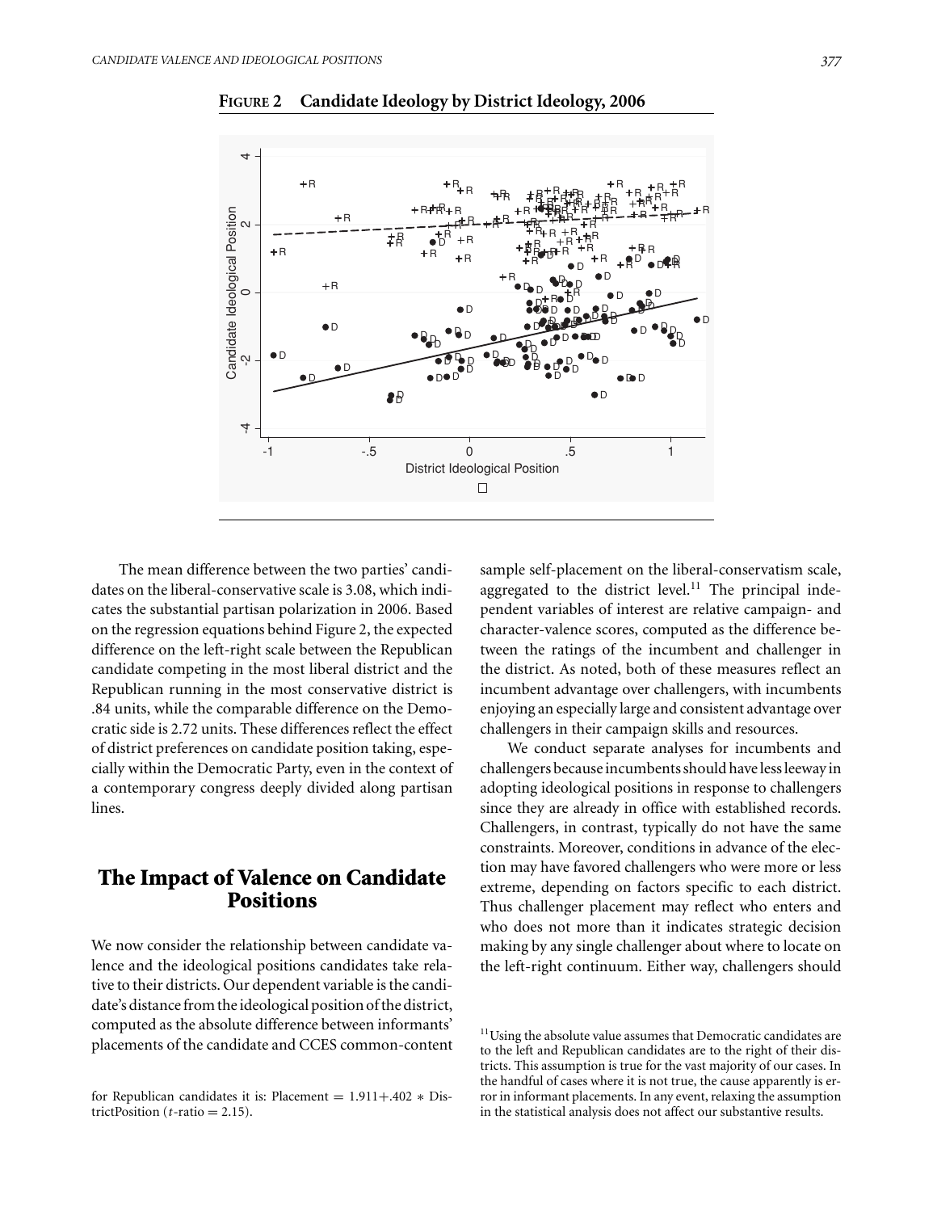**FIGURE 2 Candidate Ideology by District Ideology, 2006**

The mean difference between the two parties' candidates on the liberal-conservative scale is 3.08, which indicates the substantial partisan polarization in 2006. Based on the regression equations behind Figure 2, the expected difference on the left-right scale between the Republican candidate competing in the most liberal district and the Republican running in the most conservative district is .84 units, while the comparable difference on the Democratic side is 2.72 units. These differences reflect the effect of district preferences on candidate position taking, especially within the Democratic Party, even in the context of a contemporary congress deeply divided along partisan lines.

## The Impact of Valence on Candidate Positions

We now consider the relationship between candidate valence and the ideological positions candidates take relative to their districts. Our dependent variable is the candidate's distance from the ideological position of the district, computed as the absolute difference between informants' placements of the candidate and CCES common-content sample self-placement on the liberal-conservatism scale, aggregated to the district level.[11] The principal independent variables of interest are relative campaign- and character-valence scores, computed as the difference between the ratings of the incumbent and challenger in the district. As noted, both of these measures reflect an incumbent advantage over challengers, with incumbents enjoying an especially large and consistent advantage over challengers in their campaign skills and resources.

We conduct separate analyses for incumbents and challengers because incumbents should have less leeway in adopting ideological positions in response to challengers since they are already in office with established records. Challengers, in contrast, typically do not have the same constraints. Moreover, conditions in advance of the election may have favored challengers who were more or less extreme, depending on factors specific to each district. Thus challenger placement may reflect who enters and who does not more than it indicates strategic decision making by any single challenger about where to locate on the left-right continuum. Either way, challengers should

for Republican candidates it is: Placement = 1.911+.402 * DistrictPosition ($t$-ratio = 2.15).

[11] Using the absolute value assumes that Democratic candidates are to the left and Republican candidates are to the right of their districts. This assumption is true for the vast majority of our cases. In the handful of cases where it is not true, the cause apparently is error in informant placements. In any event, relaxing the assumption in the statistical analysis does not affect our substantive results.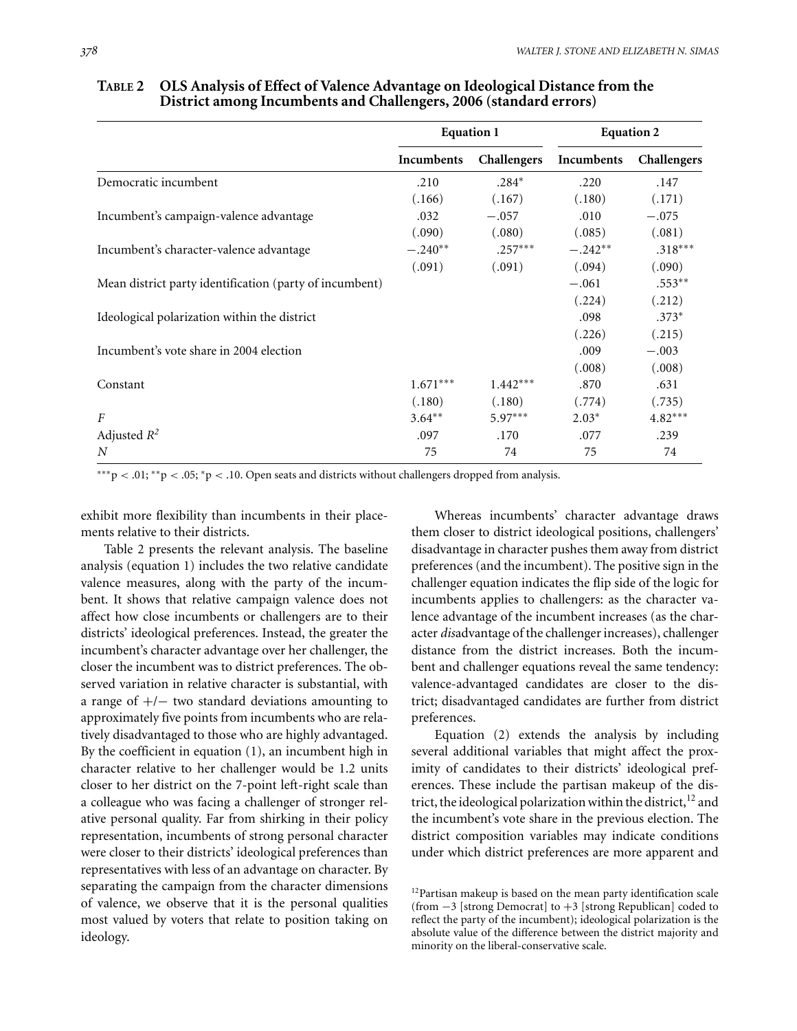**TABLE 2 OLS Analysis of Effect of Valence Advantage on Ideological Distance from the District among Incumbents and Challengers, 2006 (standard errors)**

| | Equation 1 | | Equation 2 | |
|---|---|---|---|---|
| | Incumbents | Challengers | Incumbents | Challengers |
| Democratic incumbent | .210 | .284* | .220 | .147 |
| | (.166) | (.167) | (.180) | (.171) |
| Incumbent's campaign-valence advantage | .032 | −.057 | .010 | −.075 |
| | (.090) | (.080) | (.085) | (.081) |
| Incumbent's character-valence advantage | −.240** | .257*** | −.242** | .318*** |
| | (.091) | (.091) | (.094) | (.090) |
| Mean district party identification (party of incumbent) | | | −.061 | .553** |
| | | | (.224) | (.212) |
| Ideological polarization within the district | | | .098 | .373* |
| | | | (.226) | (.215) |
| Incumbent's vote share in 2004 election | | | .009 | −.003 |
| | | | (.008) | (.008) |
| Constant | 1.671*** | 1.442*** | .870 | .631 |
| | (.180) | (.180) | (.774) | (.735) |
| $F$ | 3.64** | 5.97*** | 2.03* | 4.82*** |
| Adjusted $R^2$ | .097 | .170 | .077 | .239 |
| $N$ | 75 | 74 | 75 | 74 |

***p < .01; **p < .05; *p < .10. Open seats and districts without challengers dropped from analysis.

exhibit more flexibility than incumbents in their placements relative to their districts.

Table 2 presents the relevant analysis. The baseline analysis (equation 1) includes the two relative candidate valence measures, along with the party of the incumbent. It shows that relative campaign valence does not affect how close incumbents or challengers are to their districts' ideological preferences. Instead, the greater the incumbent's character advantage over her challenger, the closer the incumbent was to district preferences. The observed variation in relative character is substantial, with a range of +/− two standard deviations amounting to approximately five points from incumbents who are relatively disadvantaged to those who are highly advantaged. By the coefficient in equation (1), an incumbent high in character relative to her challenger would be 1.2 units closer to her district on the 7-point left-right scale than a colleague who was facing a challenger of stronger relative personal quality. Far from shirking in their policy representation, incumbents of strong personal character were closer to their districts' ideological preferences than representatives with less of an advantage on character. By separating the campaign from the character dimensions of valence, we observe that it is the personal qualities most valued by voters that relate to position taking on ideology.

Whereas incumbents' character advantage draws them closer to district ideological positions, challengers' disadvantage in character pushes them away from district preferences (and the incumbent). The positive sign in the challenger equation indicates the flip side of the logic for incumbents applies to challengers: as the character valence advantage of the incumbent increases (as the character *dis*advantage of the challenger increases), challenger distance from the district increases. Both the incumbent and challenger equations reveal the same tendency: valence-advantaged candidates are closer to the district; disadvantaged candidates are further from district preferences.

Equation (2) extends the analysis by including several additional variables that might affect the proximity of candidates to their districts' ideological preferences. These include the partisan makeup of the district, the ideological polarization within the district,[12] and the incumbent's vote share in the previous election. The district composition variables may indicate conditions under which district preferences are more apparent and

[12]Partisan makeup is based on the mean party identification scale (from −3 [strong Democrat] to +3 [strong Republican] coded to reflect the party of the incumbent); ideological polarization is the absolute value of the difference between the district majority and minority on the liberal-conservative scale.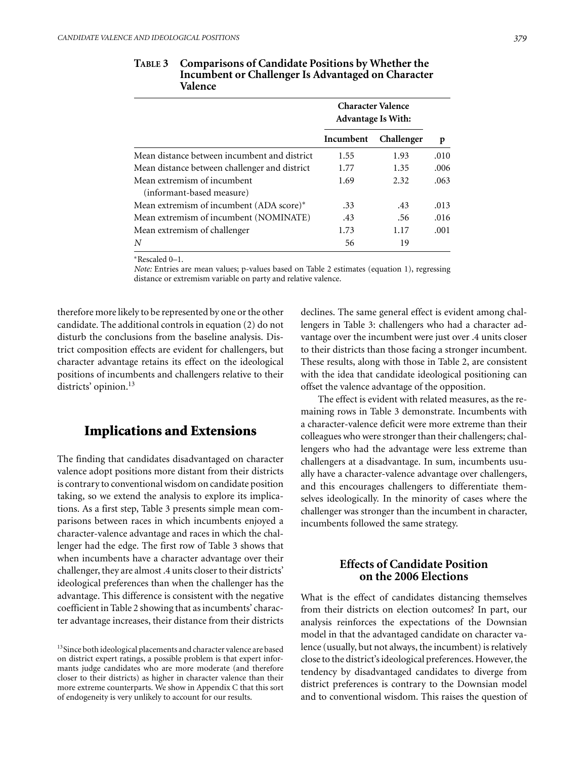**Table 3 Comparisons of Candidate Positions by Whether the Incumbent or Challenger Is Advantaged on Character Valence**

| | Character Valence Advantage Is With: | | |
|---|---|---|---|
| | Incumbent | Challenger | p |
| Mean distance between incumbent and district | 1.55 | 1.93 | .010 |
| Mean distance between challenger and district | 1.77 | 1.35 | .006 |
| Mean extremism of incumbent (informant-based measure) | 1.69 | 2.32 | .063 |
| Mean extremism of incumbent (ADA score)* | .33 | .43 | .013 |
| Mean extremism of incumbent (NOMINATE) | .43 | .56 | .016 |
| Mean extremism of challenger | 1.73 | 1.17 | .001 |
| *N* | 56 | 19 | |

*Rescaled 0–1.

*Note:* Entries are mean values; p-values based on Table 2 estimates (equation 1), regressing distance or extremism variable on party and relative valence.

therefore more likely to be represented by one or the other candidate. The additional controls in equation (2) do not disturb the conclusions from the baseline analysis. District composition effects are evident for challengers, but character advantage retains its effect on the ideological positions of incumbents and challengers relative to their districts' opinion.[13]

## Implications and Extensions

The finding that candidates disadvantaged on character valence adopt positions more distant from their districts is contrary to conventional wisdom on candidate position taking, so we extend the analysis to explore its implications. As a first step, Table 3 presents simple mean comparisons between races in which incumbents enjoyed a character-valence advantage and races in which the challenger had the edge. The first row of Table 3 shows that when incumbents have a character advantage over their challenger, they are almost .4 units closer to their districts' ideological preferences than when the challenger has the advantage. This difference is consistent with the negative coefficient in Table 2 showing that as incumbents' character advantage increases, their distance from their districts declines. The same general effect is evident among challengers in Table 3: challengers who had a character advantage over the incumbent were just over .4 units closer to their districts than those facing a stronger incumbent. These results, along with those in Table 2, are consistent with the idea that candidate ideological positioning can offset the valence advantage of the opposition.

The effect is evident with related measures, as the remaining rows in Table 3 demonstrate. Incumbents with a character-valence deficit were more extreme than their colleagues who were stronger than their challengers; challengers who had the advantage were less extreme than challengers at a disadvantage. In sum, incumbents usually have a character-valence advantage over challengers, and this encourages challengers to differentiate themselves ideologically. In the minority of cases where the challenger was stronger than the incumbent in character, incumbents followed the same strategy.

### Effects of Candidate Position on the 2006 Elections

What is the effect of candidates distancing themselves from their districts on election outcomes? In part, our analysis reinforces the expectations of the Downsian model in that the advantaged candidate on character valence (usually, but not always, the incumbent) is relatively close to the district's ideological preferences. However, the tendency by disadvantaged candidates to diverge from district preferences is contrary to the Downsian model and to conventional wisdom. This raises the question of

[13] Since both ideological placements and character valence are based on district expert ratings, a possible problem is that expert informants judge candidates who are more moderate (and therefore closer to their districts) as higher in character valence than their more extreme counterparts. We show in Appendix C that this sort of endogeneity is very unlikely to account for our results.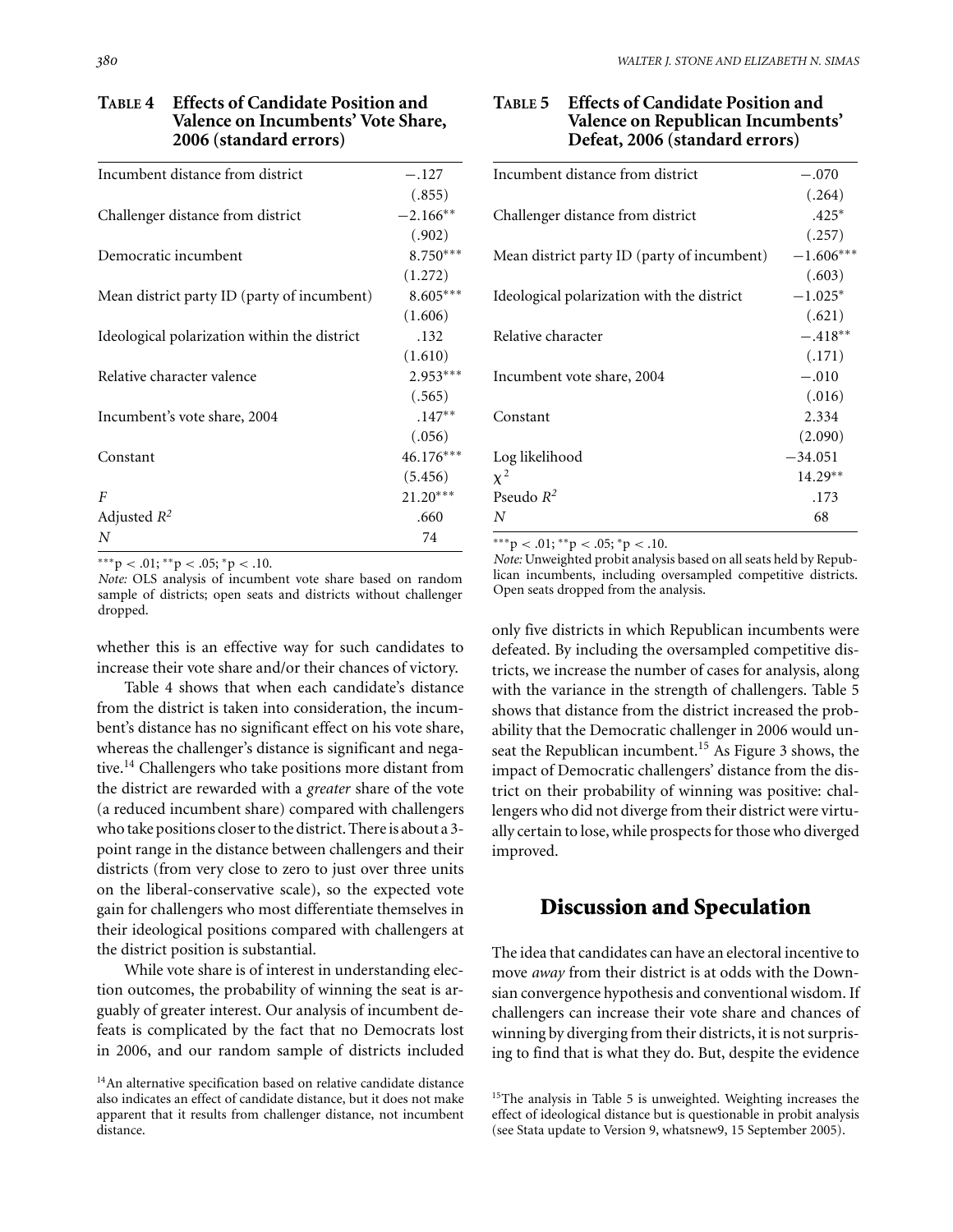**Table 4 Effects of Candidate Position and Valence on Incumbents' Vote Share, 2006 (standard errors)**

| | |
|---|---|
| Incumbent distance from district | −.127 |
| | (.855) |
| Challenger distance from district | −2.166** |
| | (.902) |
| Democratic incumbent | 8.750*** |
| | (1.272) |
| Mean district party ID (party of incumbent) | 8.605*** |
| | (1.606) |
| Ideological polarization within the district | .132 |
| | (1.610) |
| Relative character valence | 2.953*** |
| | (.565) |
| Incumbent's vote share, 2004 | .147** |
| | (.056) |
| Constant | 46.176*** |
| | (5.456) |
| $F$ | 21.20*** |
| Adjusted $R^2$ | .660 |
| $N$ | 74 |

***p < .01; **p < .05; *p < .10.

*Note:* OLS analysis of incumbent vote share based on random sample of districts; open seats and districts without challenger dropped.

**Table 5 Effects of Candidate Position and Valence on Republican Incumbents' Defeat, 2006 (standard errors)**

| | |
|---|---|
| Incumbent distance from district | −.070 |
| | (.264) |
| Challenger distance from district | .425* |
| | (.257) |
| Mean district party ID (party of incumbent) | −1.606*** |
| | (.603) |
| Ideological polarization with the district | −1.025* |
| | (.621) |
| Relative character | −.418** |
| | (.171) |
| Incumbent vote share, 2004 | −.010 |
| | (.016) |
| Constant | 2.334 |
| | (2.090) |
| Log likelihood | −34.051 |
| $\chi^2$ | 14.29** |
| Pseudo $R^2$ | .173 |
| $N$ | 68 |

***p < .01; **p < .05; *p < .10.

*Note:* Unweighted probit analysis based on all seats held by Republican incumbents, including oversampled competitive districts. Open seats dropped from the analysis.

whether this is an effective way for such candidates to increase their vote share and/or their chances of victory.

Table 4 shows that when each candidate's distance from the district is taken into consideration, the incumbent's distance has no significant effect on his vote share, whereas the challenger's distance is significant and negative.[14] Challengers who take positions more distant from the district are rewarded with a *greater* share of the vote (a reduced incumbent share) compared with challengers who take positions closer to the district. There is about a 3-point range in the distance between challengers and their districts (from very close to zero to just over three units on the liberal-conservative scale), so the expected vote gain for challengers who most differentiate themselves in their ideological positions compared with challengers at the district position is substantial.

While vote share is of interest in understanding election outcomes, the probability of winning the seat is arguably of greater interest. Our analysis of incumbent defeats is complicated by the fact that no Democrats lost in 2006, and our random sample of districts included only five districts in which Republican incumbents were defeated. By including the oversampled competitive districts, we increase the number of cases for analysis, along with the variance in the strength of challengers. Table 5 shows that distance from the district increased the probability that the Democratic challenger in 2006 would unseat the Republican incumbent.[15] As Figure 3 shows, the impact of Democratic challengers' distance from the district on their probability of winning was positive: challengers who did not diverge from their district were virtually certain to lose, while prospects for those who diverged improved.

## Discussion and Speculation

The idea that candidates can have an electoral incentive to move *away* from their district is at odds with the Downsian convergence hypothesis and conventional wisdom. If challengers can increase their vote share and chances of winning by diverging from their districts, it is not surprising to find that is what they do. But, despite the evidence

[14]An alternative specification based on relative candidate distance also indicates an effect of candidate distance, but it does not make apparent that it results from challenger distance, not incumbent distance.

[15]The analysis in Table 5 is unweighted. Weighting increases the effect of ideological distance but is questionable in probit analysis (see Stata update to Version 9, whatsnew9, 15 September 2005).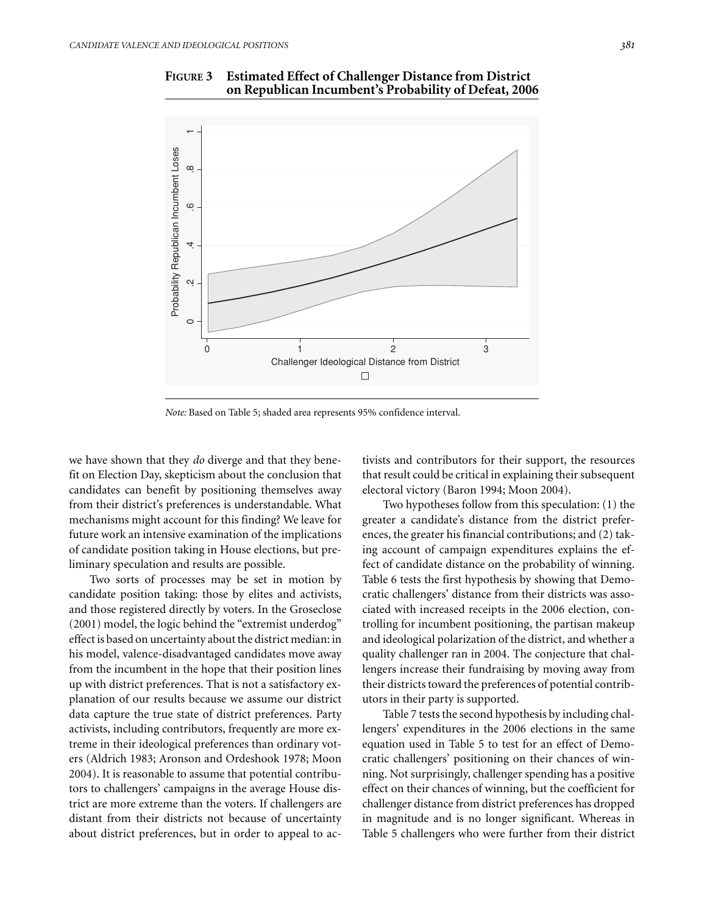**FIGURE 3 Estimated Effect of Challenger Distance from District on Republican Incumbent's Probability of Defeat, 2006**

*Note:* Based on Table 5; shaded area represents 95% confidence interval.

we have shown that they *do* diverge and that they benefit on Election Day, skepticism about the conclusion that candidates can benefit by positioning themselves away from their district's preferences is understandable. What mechanisms might account for this finding? We leave for future work an intensive examination of the implications of candidate position taking in House elections, but preliminary speculation and results are possible.

Two sorts of processes may be set in motion by candidate position taking: those by elites and activists, and those registered directly by voters. In the Groseclose (2001) model, the logic behind the "extremist underdog" effect is based on uncertainty about the district median: in his model, valence-disadvantaged candidates move away from the incumbent in the hope that their position lines up with district preferences. That is not a satisfactory explanation of our results because we assume our district data capture the true state of district preferences. Party activists, including contributors, frequently are more extreme in their ideological preferences than ordinary voters (Aldrich 1983; Aronson and Ordeshook 1978; Moon 2004). It is reasonable to assume that potential contributors to challengers' campaigns in the average House district are more extreme than the voters. If challengers are distant from their districts not because of uncertainty about district preferences, but in order to appeal to activists and contributors for their support, the resources that result could be critical in explaining their subsequent electoral victory (Baron 1994; Moon 2004).

Two hypotheses follow from this speculation: (1) the greater a candidate's distance from the district preferences, the greater his financial contributions; and (2) taking account of campaign expenditures explains the effect of candidate distance on the probability of winning. Table 6 tests the first hypothesis by showing that Democratic challengers' distance from their districts was associated with increased receipts in the 2006 election, controlling for incumbent positioning, the partisan makeup and ideological polarization of the district, and whether a quality challenger ran in 2004. The conjecture that challengers increase their fundraising by moving away from their districts toward the preferences of potential contributors in their party is supported.

Table 7 tests the second hypothesis by including challengers' expenditures in the 2006 elections in the same equation used in Table 5 to test for an effect of Democratic challengers' positioning on their chances of winning. Not surprisingly, challenger spending has a positive effect on their chances of winning, but the coefficient for challenger distance from district preferences has dropped in magnitude and is no longer significant. Whereas in Table 5 challengers who were further from their district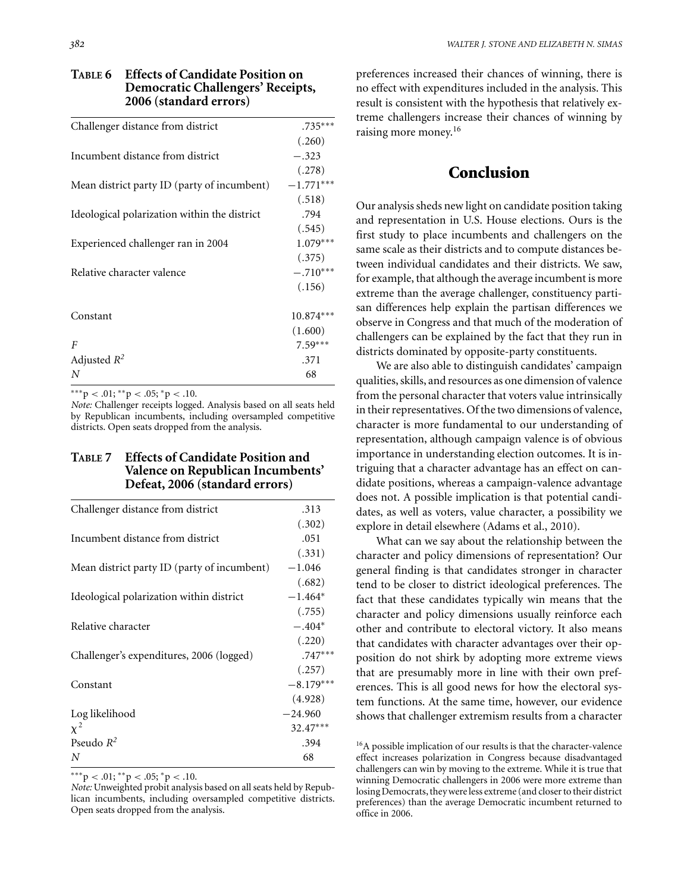**TABLE 6 Effects of Candidate Position on Democratic Challengers' Receipts, 2006 (standard errors)**

| | |
|---|---|
| Challenger distance from district | .735*** |
| | (.260) |
| Incumbent distance from district | −.323 |
| | (.278) |
| Mean district party ID (party of incumbent) | −1.771*** |
| | (.518) |
| Ideological polarization within the district | .794 |
| | (.545) |
| Experienced challenger ran in 2004 | 1.079*** |
| | (.375) |
| Relative character valence | −.710*** |
| | (.156) |
| Constant | 10.874*** |
| | (1.600) |
| $F$ | 7.59*** |
| Adjusted $R^2$ | .371 |
| $N$ | 68 |

***$p < .01$; **$p < .05$; *$p < .10$.

*Note:* Challenger receipts logged. Analysis based on all seats held by Republican incumbents, including oversampled competitive districts. Open seats dropped from the analysis.

**TABLE 7 Effects of Candidate Position and Valence on Republican Incumbents' Defeat, 2006 (standard errors)**

| | |
|---|---|
| Challenger distance from district | .313 |
| | (.302) |
| Incumbent distance from district | .051 |
| | (.331) |
| Mean district party ID (party of incumbent) | −1.046 |
| | (.682) |
| Ideological polarization within district | −1.464* |
| | (.755) |
| Relative character | −.404* |
| | (.220) |
| Challenger's expenditures, 2006 (logged) | .747*** |
| | (.257) |
| Constant | −8.179*** |
| | (4.928) |
| Log likelihood | −24.960 |
| $\chi^2$ | 32.47*** |
| Pseudo $R^2$ | .394 |
| $N$ | 68 |

***$p < .01$; **$p < .05$; *$p < .10$.

*Note:* Unweighted probit analysis based on all seats held by Republican incumbents, including oversampled competitive districts. Open seats dropped from the analysis.

preferences increased their chances of winning, there is no effect with expenditures included in the analysis. This result is consistent with the hypothesis that relatively extreme challengers increase their chances of winning by raising more money.[16]

## Conclusion

Our analysis sheds new light on candidate position taking and representation in U.S. House elections. Ours is the first study to place incumbents and challengers on the same scale as their districts and to compute distances between individual candidates and their districts. We saw, for example, that although the average incumbent is more extreme than the average challenger, constituency partisan differences help explain the partisan differences we observe in Congress and that much of the moderation of challengers can be explained by the fact that they run in districts dominated by opposite-party constituents.

We are also able to distinguish candidates' campaign qualities, skills, and resources as one dimension of valence from the personal character that voters value intrinsically in their representatives. Of the two dimensions of valence, character is more fundamental to our understanding of representation, although campaign valence is of obvious importance in understanding election outcomes. It is intriguing that a character advantage has an effect on candidate positions, whereas a campaign-valence advantage does not. A possible implication is that potential candidates, as well as voters, value character, a possibility we explore in detail elsewhere (Adams et al., 2010).

What can we say about the relationship between the character and policy dimensions of representation? Our general finding is that candidates stronger in character tend to be closer to district ideological preferences. The fact that these candidates typically win means that the character and policy dimensions usually reinforce each other and contribute to electoral victory. It also means that candidates with character advantages over their opposition do not shirk by adopting more extreme views that are presumably more in line with their own preferences. This is all good news for how the electoral system functions. At the same time, however, our evidence shows that challenger extremism results from a character

[16]A possible implication of our results is that the character-valence effect increases polarization in Congress because disadvantaged challengers can win by moving to the extreme. While it is true that winning Democratic challengers in 2006 were more extreme than losing Democrats, they were less extreme (and closer to their district preferences) than the average Democratic incumbent returned to office in 2006.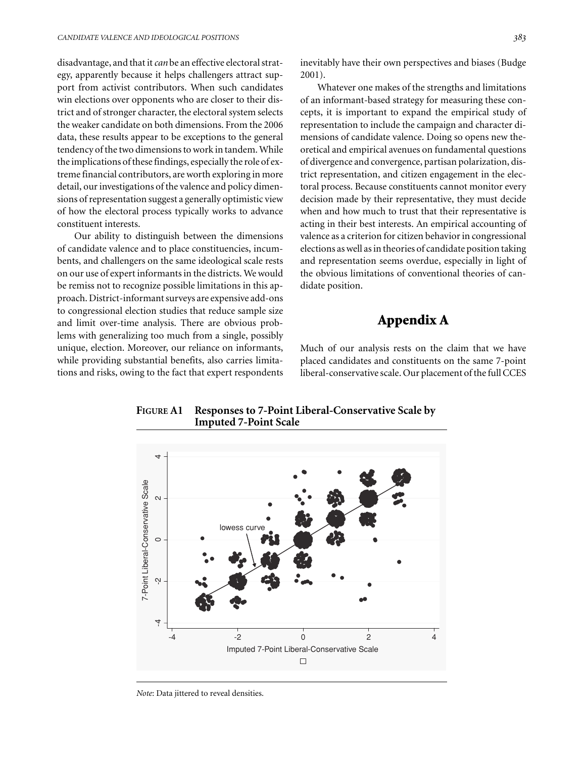disadvantage, and that it *can* be an effective electoral strategy, apparently because it helps challengers attract support from activist contributors. When such candidates win elections over opponents who are closer to their district and of stronger character, the electoral system selects the weaker candidate on both dimensions. From the 2006 data, these results appear to be exceptions to the general tendency of the two dimensions to work in tandem. While the implications of these findings, especially the role of extreme financial contributors, are worth exploring in more detail, our investigations of the valence and policy dimensions of representation suggest a generally optimistic view of how the electoral process typically works to advance constituent interests.

Our ability to distinguish between the dimensions of candidate valence and to place constituencies, incumbents, and challengers on the same ideological scale rests on our use of expert informants in the districts. We would be remiss not to recognize possible limitations in this approach. District-informant surveys are expensive add-ons to congressional election studies that reduce sample size and limit over-time analysis. There are obvious problems with generalizing too much from a single, possibly unique, election. Moreover, our reliance on informants, while providing substantial benefits, also carries limitations and risks, owing to the fact that expert respondents inevitably have their own perspectives and biases (Budge 2001).

Whatever one makes of the strengths and limitations of an informant-based strategy for measuring these concepts, it is important to expand the empirical study of representation to include the campaign and character dimensions of candidate valence. Doing so opens new theoretical and empirical avenues on fundamental questions of divergence and convergence, partisan polarization, district representation, and citizen engagement in the electoral process. Because constituents cannot monitor every decision made by their representative, they must decide when and how much to trust that their representative is acting in their best interests. An empirical accounting of valence as a criterion for citizen behavior in congressional elections as well as in theories of candidate position taking and representation seems overdue, especially in light of the obvious limitations of conventional theories of candidate position.

## Appendix A

Much of our analysis rests on the claim that we have placed candidates and constituents on the same 7-point liberal-conservative scale. Our placement of the full CCES

**FIGURE A1 Responses to 7-Point Liberal-Conservative Scale by Imputed 7-Point Scale**

*Note*: Data jittered to reveal densities.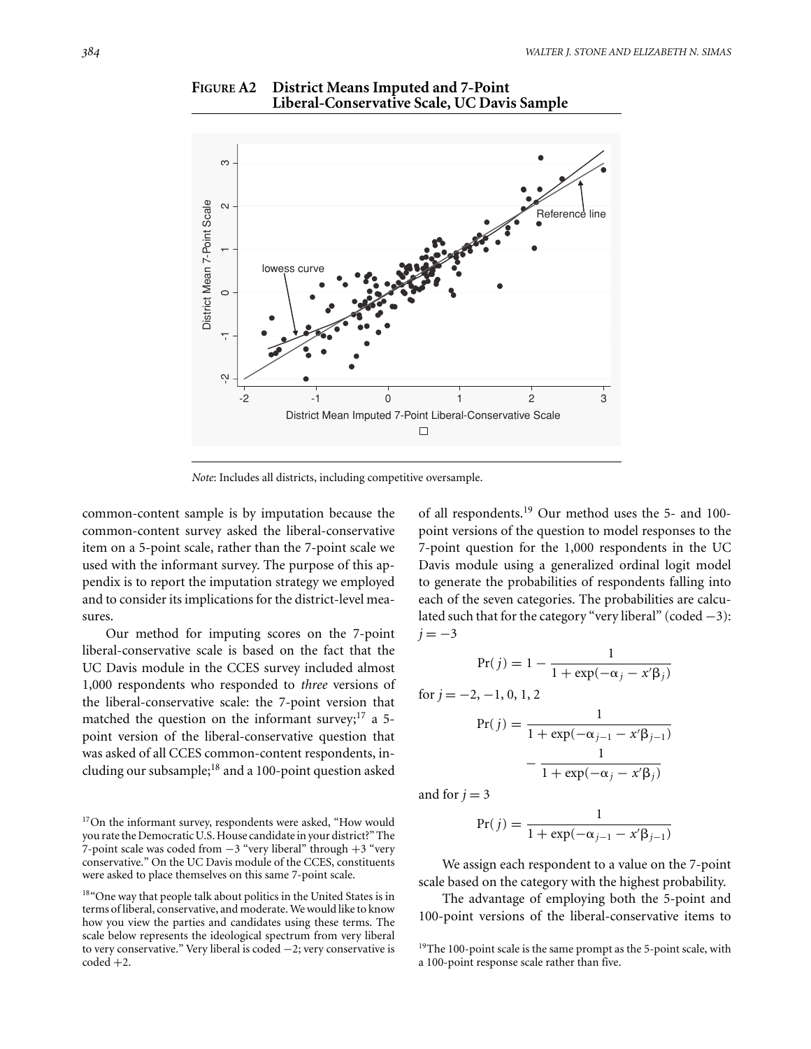**FIGURE A2 District Means Imputed and 7-Point Liberal-Conservative Scale, UC Davis Sample**

*Note*: Includes all districts, including competitive oversample.

common-content sample is by imputation because the common-content survey asked the liberal-conservative item on a 5-point scale, rather than the 7-point scale we used with the informant survey. The purpose of this appendix is to report the imputation strategy we employed and to consider its implications for the district-level measures.

Our method for imputing scores on the 7-point liberal-conservative scale is based on the fact that the UC Davis module in the CCES survey included almost 1,000 respondents who responded to *three* versions of the liberal-conservative scale: the 7-point version that matched the question on the informant survey;[17] a 5-point version of the liberal-conservative question that was asked of all CCES common-content respondents, including our subsample;[18] and a 100-point question asked of all respondents.[19] Our method uses the 5- and 100-point versions of the question to model responses to the 7-point question for the 1,000 respondents in the UC Davis module using a generalized ordinal logit model to generate the probabilities of respondents falling into each of the seven categories. The probabilities are calculated such that for the category "very liberal" (coded −3): $j = -3$

$$\Pr(j) = 1 - \frac{1}{1 + \exp(-\alpha_j - x'\beta_j)}$$

for $j = -2, -1, 0, 1, 2$

$$\Pr(j) = \frac{1}{1 + \exp(-\alpha_{j-1} - x'\beta_{j-1})} - \frac{1}{1 + \exp(-\alpha_j - x'\beta_j)}$$

and for $j = 3$

$$\Pr(j) = \frac{1}{1 + \exp(-\alpha_{j-1} - x'\beta_{j-1})}$$

We assign each respondent to a value on the 7-point scale based on the category with the highest probability.

The advantage of employing both the 5-point and 100-point versions of the liberal-conservative items to

[17] On the informant survey, respondents were asked, "How would you rate the Democratic U.S. House candidate in your district?" The 7-point scale was coded from −3 "very liberal" through +3 "very conservative." On the UC Davis module of the CCES, constituents were asked to place themselves on this same 7-point scale.

[18] "One way that people talk about politics in the United States is in terms of liberal, conservative, and moderate. We would like to know how you view the parties and candidates using these terms. The scale below represents the ideological spectrum from very liberal to very conservative." Very liberal is coded −2; very conservative is coded +2.

[19] The 100-point scale is the same prompt as the 5-point scale, with a 100-point response scale rather than five.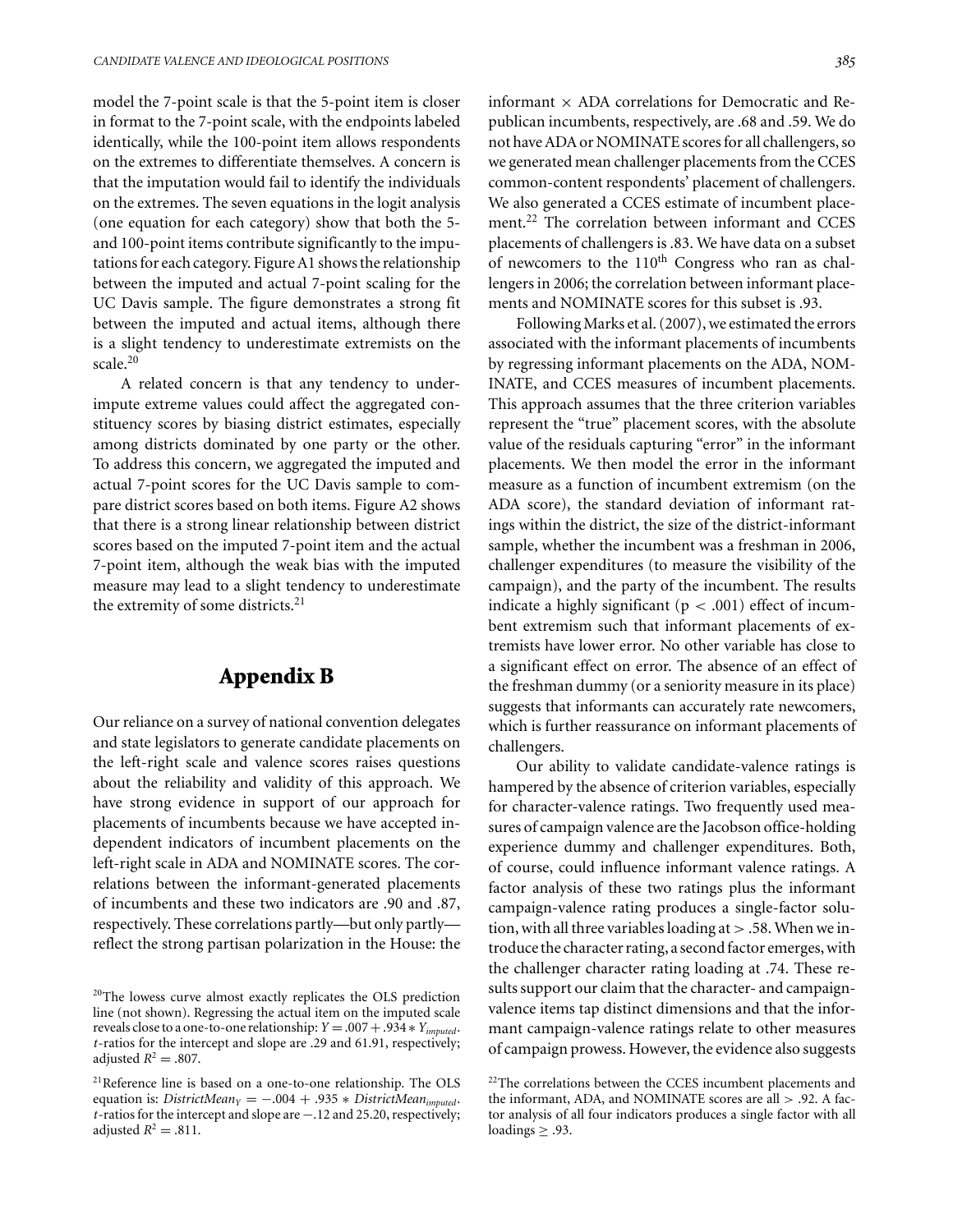model the 7-point scale is that the 5-point item is closer in format to the 7-point scale, with the endpoints labeled identically, while the 100-point item allows respondents on the extremes to differentiate themselves. A concern is that the imputation would fail to identify the individuals on the extremes. The seven equations in the logit analysis (one equation for each category) show that both the 5- and 100-point items contribute significantly to the imputations for each category. Figure A1 shows the relationship between the imputed and actual 7-point scaling for the UC Davis sample. The figure demonstrates a strong fit between the imputed and actual items, although there is a slight tendency to underestimate extremists on the scale.[20]

A related concern is that any tendency to under-impute extreme values could affect the aggregated constituency scores by biasing district estimates, especially among districts dominated by one party or the other. To address this concern, we aggregated the imputed and actual 7-point scores for the UC Davis sample to compare district scores based on both items. Figure A2 shows that there is a strong linear relationship between district scores based on the imputed 7-point item and the actual 7-point item, although the weak bias with the imputed measure may lead to a slight tendency to underestimate the extremity of some districts.[21]

## Appendix B

Our reliance on a survey of national convention delegates and state legislators to generate candidate placements on the left-right scale and valence scores raises questions about the reliability and validity of this approach. We have strong evidence in support of our approach for placements of incumbents because we have accepted independent indicators of incumbent placements on the left-right scale in ADA and NOMINATE scores. The correlations between the informant-generated placements of incumbents and these two indicators are .90 and .87, respectively. These correlations partly—but only partly—reflect the strong partisan polarization in the House: the informant × ADA correlations for Democratic and Republican incumbents, respectively, are .68 and .59. We do not have ADA or NOMINATE scores for all challengers, so we generated mean challenger placements from the CCES common-content respondents' placement of challengers. We also generated a CCES estimate of incumbent placement.[22] The correlation between informant and CCES placements of challengers is .83. We have data on a subset of newcomers to the 110th Congress who ran as challengers in 2006; the correlation between informant placements and NOMINATE scores for this subset is .93.

Following Marks et al. (2007), we estimated the errors associated with the informant placements of incumbents by regressing informant placements on the ADA, NOMINATE, and CCES measures of incumbent placements. This approach assumes that the three criterion variables represent the "true" placement scores, with the absolute value of the residuals capturing "error" in the informant placements. We then model the error in the informant measure as a function of incumbent extremism (on the ADA score), the standard deviation of informant ratings within the district, the size of the district-informant sample, whether the incumbent was a freshman in 2006, challenger expenditures (to measure the visibility of the campaign), and the party of the incumbent. The results indicate a highly significant ($p < .001$) effect of incumbent extremism such that informant placements of extremists have lower error. No other variable has close to a significant effect on error. The absence of an effect of the freshman dummy (or a seniority measure in its place) suggests that informants can accurately rate newcomers, which is further reassurance on informant placements of challengers.

Our ability to validate candidate-valence ratings is hampered by the absence of criterion variables, especially for character-valence ratings. Two frequently used measures of campaign valence are the Jacobson office-holding experience dummy and challenger expenditures. Both, of course, could influence informant valence ratings. A factor analysis of these two ratings plus the informant campaign-valence rating produces a single-factor solution, with all three variables loading at > .58. When we introduce the character rating, a second factor emerges, with the challenger character rating loading at .74. These results support our claim that the character- and campaign-valence items tap distinct dimensions and that the informant campaign-valence ratings relate to other measures of campaign prowess. However, the evidence also suggests

[20] The lowess curve almost exactly replicates the OLS prediction line (not shown). Regressing the actual item on the imputed scale reveals close to a one-to-one relationship: $Y = .007 + .934 * Y_{imputed}$. $t$-ratios for the intercept and slope are .29 and 61.91, respectively; adjusted $R^2 = .807$.

[21] Reference line is based on a one-to-one relationship. The OLS equation is: $DistrictMean_Y = -.004 + .935 * DistrictMean_{imputed}$. $t$-ratios for the intercept and slope are −.12 and 25.20, respectively; adjusted $R^2 = .811$.

[22] The correlations between the CCES incumbent placements and the informant, ADA, and NOMINATE scores are all > .92. A factor analysis of all four indicators produces a single factor with all loadings ≥ .93.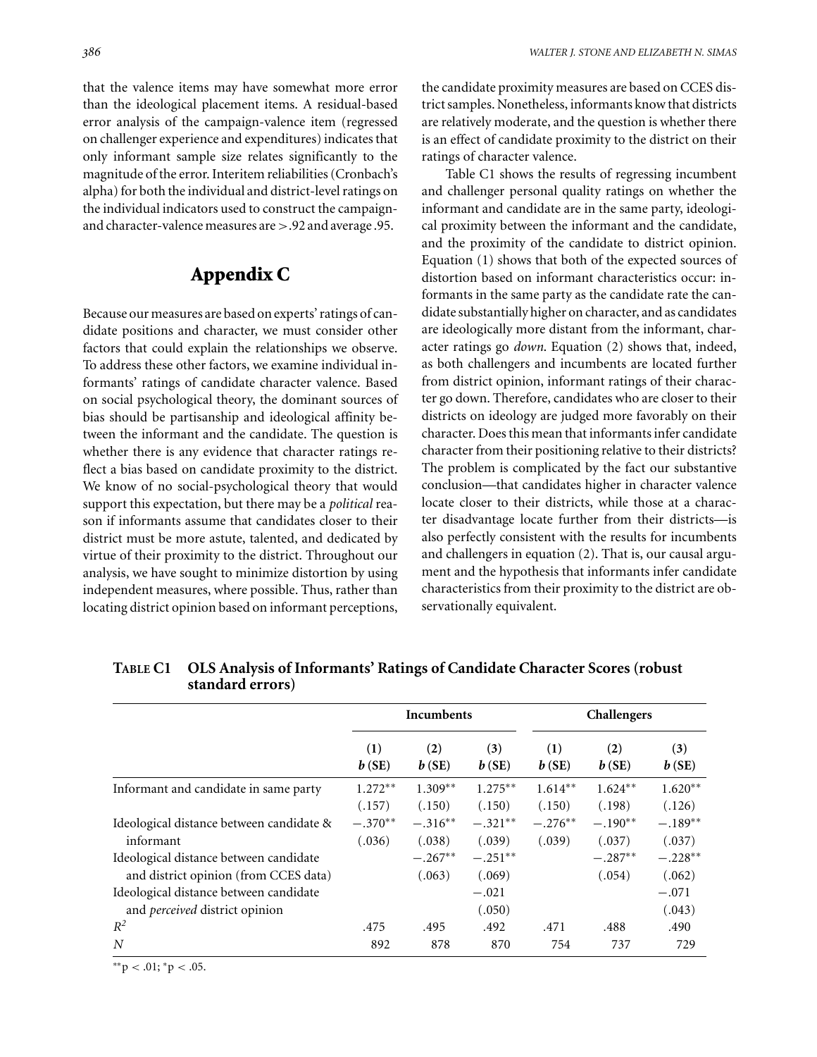that the valence items may have somewhat more error than the ideological placement items. A residual-based error analysis of the campaign-valence item (regressed on challenger experience and expenditures) indicates that only informant sample size relates significantly to the magnitude of the error. Interitem reliabilities (Cronbach's alpha) for both the individual and district-level ratings on the individual indicators used to construct the campaign- and character-valence measures are >.92 and average .95.

## Appendix C

Because our measures are based on experts' ratings of candidate positions and character, we must consider other factors that could explain the relationships we observe. To address these other factors, we examine individual informants' ratings of candidate character valence. Based on social psychological theory, the dominant sources of bias should be partisanship and ideological affinity between the informant and the candidate. The question is whether there is any evidence that character ratings reflect a bias based on candidate proximity to the district. We know of no social-psychological theory that would support this expectation, but there may be a *political* reason if informants assume that candidates closer to their district must be more astute, talented, and dedicated by virtue of their proximity to the district. Throughout our analysis, we have sought to minimize distortion by using independent measures, where possible. Thus, rather than locating district opinion based on informant perceptions, the candidate proximity measures are based on CCES district samples. Nonetheless, informants know that districts are relatively moderate, and the question is whether there is an effect of candidate proximity to the district on their ratings of character valence.

Table C1 shows the results of regressing incumbent and challenger personal quality ratings on whether the informant and candidate are in the same party, ideological proximity between the informant and the candidate, and the proximity of the candidate to district opinion. Equation (1) shows that both of the expected sources of distortion based on informant characteristics occur: informants in the same party as the candidate rate the candidate substantially higher on character, and as candidates are ideologically more distant from the informant, character ratings go *down*. Equation (2) shows that, indeed, as both challengers and incumbents are located further from district opinion, informant ratings of their character go down. Therefore, candidates who are closer to their districts on ideology are judged more favorably on their character. Does this mean that informants infer candidate character from their positioning relative to their districts? The problem is complicated by the fact our substantive conclusion—that candidates higher in character valence locate closer to their districts, while those at a character disadvantage locate further from their districts—is also perfectly consistent with the results for incumbents and challengers in equation (2). That is, our causal argument and the hypothesis that informants infer candidate characteristics from their proximity to the district are observationally equivalent.

**TABLE C1 OLS Analysis of Informants' Ratings of Candidate Character Scores (robust standard errors)**

| | Incumbents | | | Challengers | | |
|---|---|---|---|---|---|---|
| | (1) ***b*** (SE) | (2) ***b*** (SE) | (3) ***b*** (SE) | (1) ***b*** (SE) | (2) ***b*** (SE) | (3) ***b*** (SE) |
| Informant and candidate in same party | 1.272** (.157) | 1.309** (.150) | 1.275** (.150) | 1.614** (.150) | 1.624** (.198) | 1.620** (.126) |
| Ideological distance between candidate & informant | −.370** (.036) | −.316** (.038) | −.321** (.039) | −.276** (.039) | −.190** (.037) | −.189** (.037) |
| Ideological distance between candidate and district opinion (from CCES data) | | −.267** (.063) | −.251** (.069) | | −.287** (.054) | −.228** (.062) |
| Ideological distance between candidate and *perceived* district opinion | | | −.021 (.050) | | | −.071 (.043) |
| $R^2$ | .475 | .495 | .492 | .471 | .488 | .490 |
| *N* | 892 | 878 | 870 | 754 | 737 | 729 |

**p < .01; *p < .05.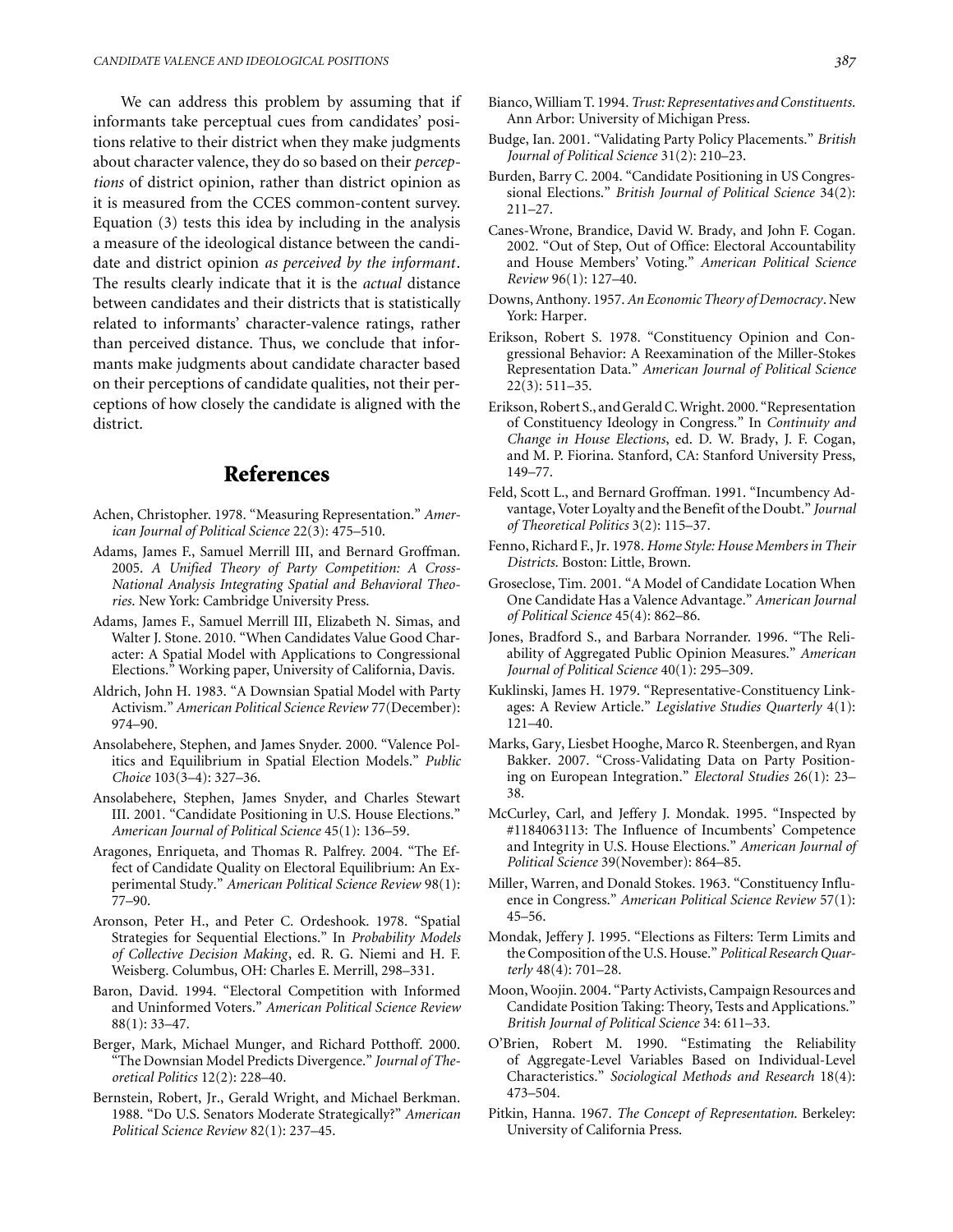We can address this problem by assuming that if informants take perceptual cues from candidates' positions relative to their district when they make judgments about character valence, they do so based on their *perceptions* of district opinion, rather than district opinion as it is measured from the CCES common-content survey. Equation (3) tests this idea by including in the analysis a measure of the ideological distance between the candidate and district opinion *as perceived by the informant*. The results clearly indicate that it is the *actual* distance between candidates and their districts that is statistically related to informants' character-valence ratings, rather than perceived distance. Thus, we conclude that informants make judgments about candidate character based on their perceptions of candidate qualities, not their perceptions of how closely the candidate is aligned with the district.

## References

Achen, Christopher. 1978. "Measuring Representation." *American Journal of Political Science* 22(3): 475–510.

Adams, James F., Samuel Merrill III, and Bernard Groffman. 2005. *A Unified Theory of Party Competition: A Cross-National Analysis Integrating Spatial and Behavioral Theories*. New York: Cambridge University Press.

Adams, James F., Samuel Merrill III, Elizabeth N. Simas, and Walter J. Stone. 2010. "When Candidates Value Good Character: A Spatial Model with Applications to Congressional Elections." Working paper, University of California, Davis.

Aldrich, John H. 1983. "A Downsian Spatial Model with Party Activism." *American Political Science Review* 77(December): 974–90.

Ansolabehere, Stephen, and James Snyder. 2000. "Valence Politics and Equilibrium in Spatial Election Models." *Public Choice* 103(3–4): 327–36.

Ansolabehere, Stephen, James Snyder, and Charles Stewart III. 2001. "Candidate Positioning in U.S. House Elections." *American Journal of Political Science* 45(1): 136–59.

Aragones, Enriqueta, and Thomas R. Palfrey. 2004. "The Effect of Candidate Quality on Electoral Equilibrium: An Experimental Study." *American Political Science Review* 98(1): 77–90.

Aronson, Peter H., and Peter C. Ordeshook. 1978. "Spatial Strategies for Sequential Elections." In *Probability Models of Collective Decision Making*, ed. R. G. Niemi and H. F. Weisberg. Columbus, OH: Charles E. Merrill, 298–331.

Baron, David. 1994. "Electoral Competition with Informed and Uninformed Voters." *American Political Science Review* 88(1): 33–47.

Berger, Mark, Michael Munger, and Richard Potthoff. 2000. "The Downsian Model Predicts Divergence." *Journal of Theoretical Politics* 12(2): 228–40.

Bernstein, Robert, Jr., Gerald Wright, and Michael Berkman. 1988. "Do U.S. Senators Moderate Strategically?" *American Political Science Review* 82(1): 237–45.

Bianco, William T. 1994. *Trust: Representatives and Constituents*. Ann Arbor: University of Michigan Press.

Budge, Ian. 2001. "Validating Party Policy Placements." *British Journal of Political Science* 31(2): 210–23.

Burden, Barry C. 2004. "Candidate Positioning in US Congressional Elections." *British Journal of Political Science* 34(2): 211–27.

Canes-Wrone, Brandice, David W. Brady, and John F. Cogan. 2002. "Out of Step, Out of Office: Electoral Accountability and House Members' Voting." *American Political Science Review* 96(1): 127–40.

Downs, Anthony. 1957. *An Economic Theory of Democracy*. New York: Harper.

Erikson, Robert S. 1978. "Constituency Opinion and Congressional Behavior: A Reexamination of the Miller-Stokes Representation Data." *American Journal of Political Science* 22(3): 511–35.

Erikson, Robert S., and Gerald C. Wright. 2000. "Representation of Constituency Ideology in Congress." In *Continuity and Change in House Elections*, ed. D. W. Brady, J. F. Cogan, and M. P. Fiorina. Stanford, CA: Stanford University Press, 149–77.

Feld, Scott L., and Bernard Groffman. 1991. "Incumbency Advantage, Voter Loyalty and the Benefit of the Doubt." *Journal of Theoretical Politics* 3(2): 115–37.

Fenno, Richard F., Jr. 1978. *Home Style: House Members in Their Districts*. Boston: Little, Brown.

Groseclose, Tim. 2001. "A Model of Candidate Location When One Candidate Has a Valence Advantage." *American Journal of Political Science* 45(4): 862–86.

Jones, Bradford S., and Barbara Norrander. 1996. "The Reliability of Aggregated Public Opinion Measures." *American Journal of Political Science* 40(1): 295–309.

Kuklinski, James H. 1979. "Representative-Constituency Linkages: A Review Article." *Legislative Studies Quarterly* 4(1): 121–40.

Marks, Gary, Liesbet Hooghe, Marco R. Steenbergen, and Ryan Bakker. 2007. "Cross-Validating Data on Party Positioning on European Integration." *Electoral Studies* 26(1): 23–38.

McCurley, Carl, and Jeffery J. Mondak. 1995. "Inspected by #1184063113: The Influence of Incumbents' Competence and Integrity in U.S. House Elections." *American Journal of Political Science* 39(November): 864–85.

Miller, Warren, and Donald Stokes. 1963. "Constituency Influence in Congress." *American Political Science Review* 57(1): 45–56.

Mondak, Jeffery J. 1995. "Elections as Filters: Term Limits and the Composition of the U.S. House." *Political Research Quarterly* 48(4): 701–28.

Moon, Woojin. 2004. "Party Activists, Campaign Resources and Candidate Position Taking: Theory, Tests and Applications." *British Journal of Political Science* 34: 611–33.

O'Brien, Robert M. 1990. "Estimating the Reliability of Aggregate-Level Variables Based on Individual-Level Characteristics." *Sociological Methods and Research* 18(4): 473–504.

Pitkin, Hanna. 1967. *The Concept of Representation*. Berkeley: University of California Press.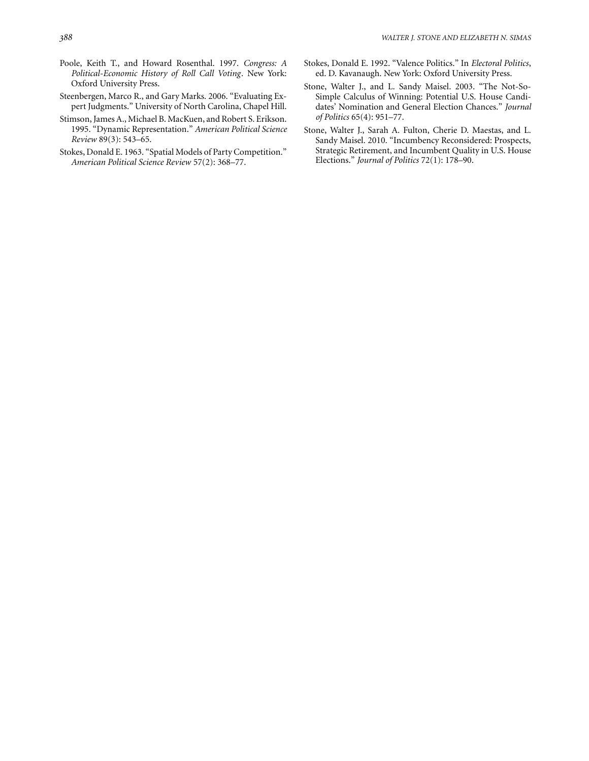Poole, Keith T., and Howard Rosenthal. 1997. *Congress: A Political-Economic History of Roll Call Voting*. New York: Oxford University Press.

Steenbergen, Marco R., and Gary Marks. 2006. "Evaluating Expert Judgments." University of North Carolina, Chapel Hill.

Stimson, James A., Michael B. MacKuen, and Robert S. Erikson. 1995. "Dynamic Representation." *American Political Science Review* 89(3): 543–65.

Stokes, Donald E. 1963. "Spatial Models of Party Competition." *American Political Science Review* 57(2): 368–77.

Stokes, Donald E. 1992. "Valence Politics." In *Electoral Politics*, ed. D. Kavanaugh. New York: Oxford University Press.

Stone, Walter J., and L. Sandy Maisel. 2003. "The Not-So-Simple Calculus of Winning: Potential U.S. House Candidates' Nomination and General Election Chances." *Journal of Politics* 65(4): 951–77.

Stone, Walter J., Sarah A. Fulton, Cherie D. Maestas, and L. Sandy Maisel. 2010. "Incumbency Reconsidered: Prospects, Strategic Retirement, and Incumbent Quality in U.S. House Elections." *Journal of Politics* 72(1): 178–90.